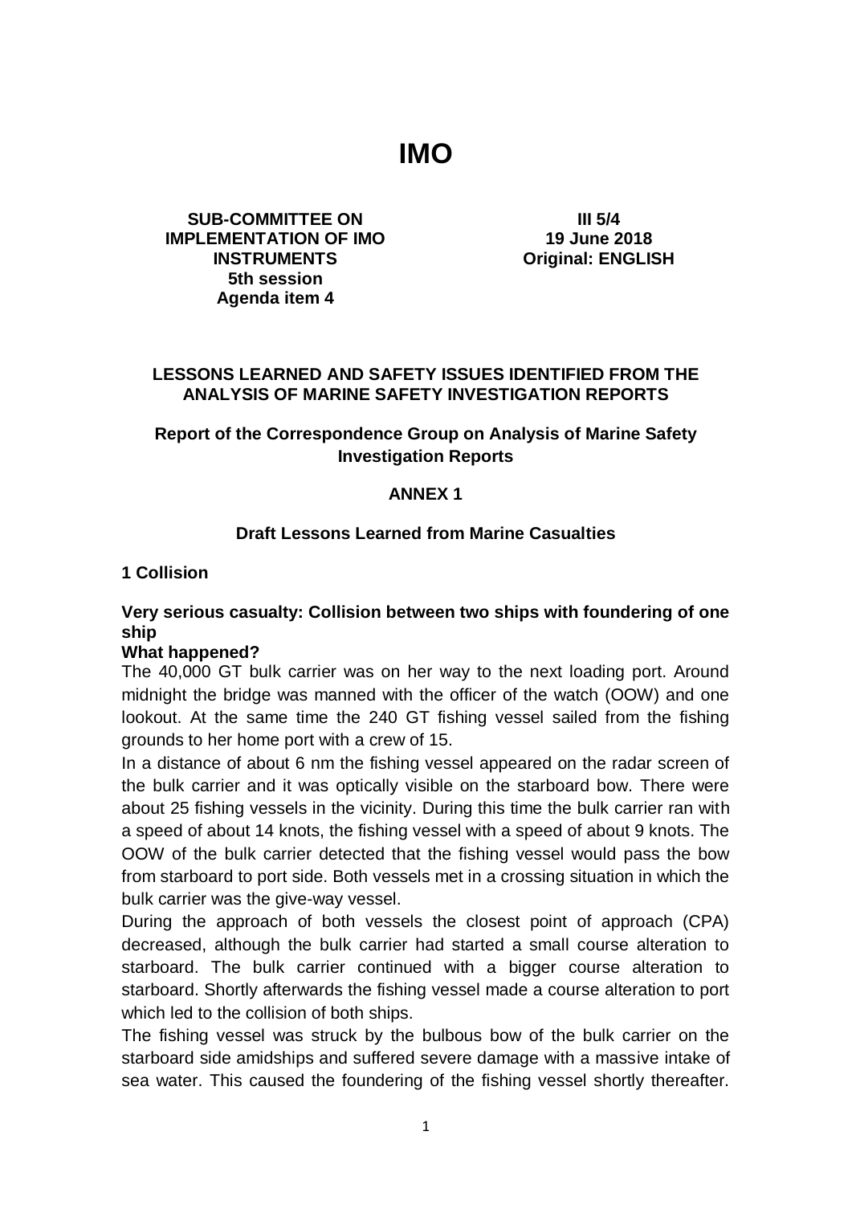# IMO

**SUB-COMMITTEE ON IMPLEMENTATION OF IMO INSTRUMENTS**
**5th session**
**Agenda item 4**

**III 5/4**
**19 June 2018**
**Original: ENGLISH**

## LESSONS LEARNED AND SAFETY ISSUES IDENTIFIED FROM THE ANALYSIS OF MARINE SAFETY INVESTIGATION REPORTS

### Report of the Correspondence Group on Analysis of Marine Safety Investigation Reports

### ANNEX 1

### Draft Lessons Learned from Marine Casualties

## 1 Collision

### Very serious casualty: Collision between two ships with foundering of one ship

**What happened?**

The 40,000 GT bulk carrier was on her way to the next loading port. Around midnight the bridge was manned with the officer of the watch (OOW) and one lookout. At the same time the 240 GT fishing vessel sailed from the fishing grounds to her home port with a crew of 15.

In a distance of about 6 nm the fishing vessel appeared on the radar screen of the bulk carrier and it was optically visible on the starboard bow. There were about 25 fishing vessels in the vicinity. During this time the bulk carrier ran with a speed of about 14 knots, the fishing vessel with a speed of about 9 knots. The OOW of the bulk carrier detected that the fishing vessel would pass the bow from starboard to port side. Both vessels met in a crossing situation in which the bulk carrier was the give-way vessel.

During the approach of both vessels the closest point of approach (CPA) decreased, although the bulk carrier had started a small course alteration to starboard. The bulk carrier continued with a bigger course alteration to starboard. Shortly afterwards the fishing vessel made a course alteration to port which led to the collision of both ships.

The fishing vessel was struck by the bulbous bow of the bulk carrier on the starboard side amidships and suffered severe damage with a massive intake of sea water. This caused the foundering of the fishing vessel shortly thereafter.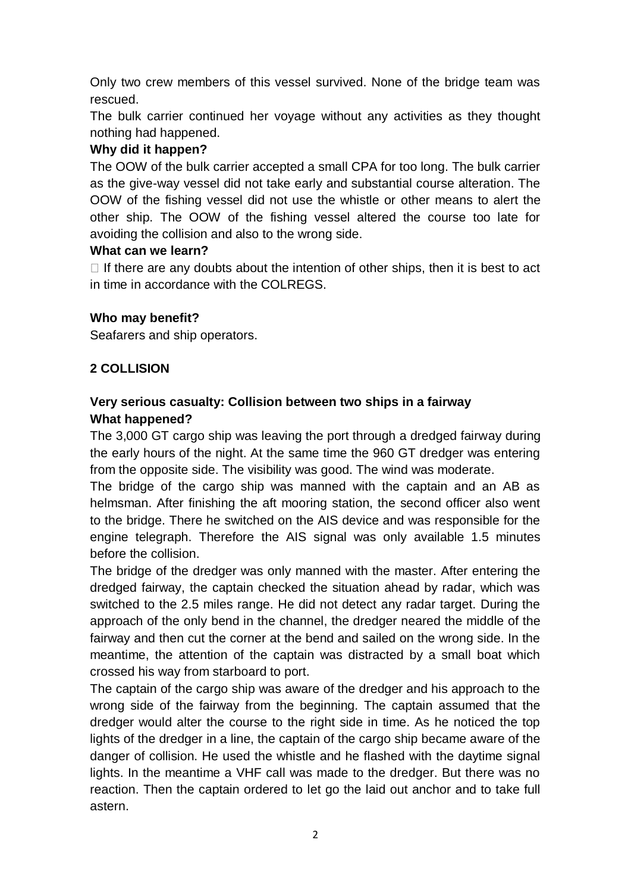Only two crew members of this vessel survived. None of the bridge team was rescued.

The bulk carrier continued her voyage without any activities as they thought nothing had happened.

**Why did it happen?**

The OOW of the bulk carrier accepted a small CPA for too long. The bulk carrier as the give-way vessel did not take early and substantial course alteration. The OOW of the fishing vessel did not use the whistle or other means to alert the other ship. The OOW of the fishing vessel altered the course too late for avoiding the collision and also to the wrong side.

**What can we learn?**

- If there are any doubts about the intention of other ships, then it is best to act in time in accordance with the COLREGS.

**Who may benefit?**

Seafarers and ship operators.

## 2 COLLISION

### Very serious casualty: Collision between two ships in a fairway

**What happened?**

The 3,000 GT cargo ship was leaving the port through a dredged fairway during the early hours of the night. At the same time the 960 GT dredger was entering from the opposite side. The visibility was good. The wind was moderate.

The bridge of the cargo ship was manned with the captain and an AB as helmsman. After finishing the aft mooring station, the second officer also went to the bridge. There he switched on the AIS device and was responsible for the engine telegraph. Therefore the AIS signal was only available 1.5 minutes before the collision.

The bridge of the dredger was only manned with the master. After entering the dredged fairway, the captain checked the situation ahead by radar, which was switched to the 2.5 miles range. He did not detect any radar target. During the approach of the only bend in the channel, the dredger neared the middle of the fairway and then cut the corner at the bend and sailed on the wrong side. In the meantime, the attention of the captain was distracted by a small boat which crossed his way from starboard to port.

The captain of the cargo ship was aware of the dredger and his approach to the wrong side of the fairway from the beginning. The captain assumed that the dredger would alter the course to the right side in time. As he noticed the top lights of the dredger in a line, the captain of the cargo ship became aware of the danger of collision. He used the whistle and he flashed with the daytime signal lights. In the meantime a VHF call was made to the dredger. But there was no reaction. Then the captain ordered to let go the laid out anchor and to take full astern.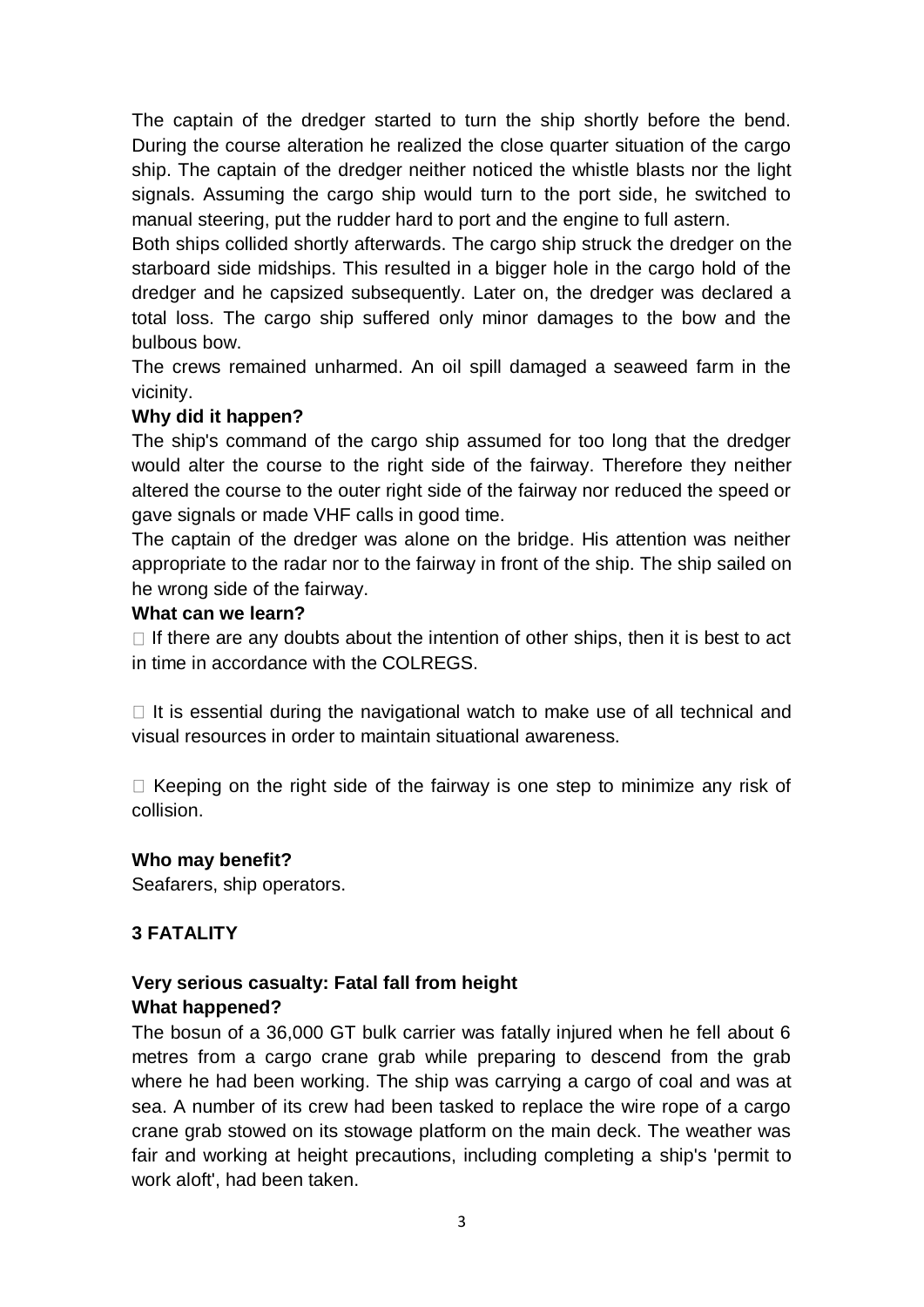The captain of the dredger started to turn the ship shortly before the bend. During the course alteration he realized the close quarter situation of the cargo ship. The captain of the dredger neither noticed the whistle blasts nor the light signals. Assuming the cargo ship would turn to the port side, he switched to manual steering, put the rudder hard to port and the engine to full astern.

Both ships collided shortly afterwards. The cargo ship struck the dredger on the starboard side midships. This resulted in a bigger hole in the cargo hold of the dredger and he capsized subsequently. Later on, the dredger was declared a total loss. The cargo ship suffered only minor damages to the bow and the bulbous bow.

The crews remained unharmed. An oil spill damaged a seaweed farm in the vicinity.

**Why did it happen?**

The ship's command of the cargo ship assumed for too long that the dredger would alter the course to the right side of the fairway. Therefore they neither altered the course to the outer right side of the fairway nor reduced the speed or gave signals or made VHF calls in good time.

The captain of the dredger was alone on the bridge. His attention was neither appropriate to the radar nor to the fairway in front of the ship. The ship sailed on he wrong side of the fairway.

**What can we learn?**

- If there are any doubts about the intention of other ships, then it is best to act in time in accordance with the COLREGS.

- It is essential during the navigational watch to make use of all technical and visual resources in order to maintain situational awareness.

- Keeping on the right side of the fairway is one step to minimize any risk of collision.

**Who may benefit?**

Seafarers, ship operators.

## 3 FATALITY

### Very serious casualty: Fatal fall from height

**What happened?**

The bosun of a 36,000 GT bulk carrier was fatally injured when he fell about 6 metres from a cargo crane grab while preparing to descend from the grab where he had been working. The ship was carrying a cargo of coal and was at sea. A number of its crew had been tasked to replace the wire rope of a cargo crane grab stowed on its stowage platform on the main deck. The weather was fair and working at height precautions, including completing a ship's 'permit to work aloft', had been taken.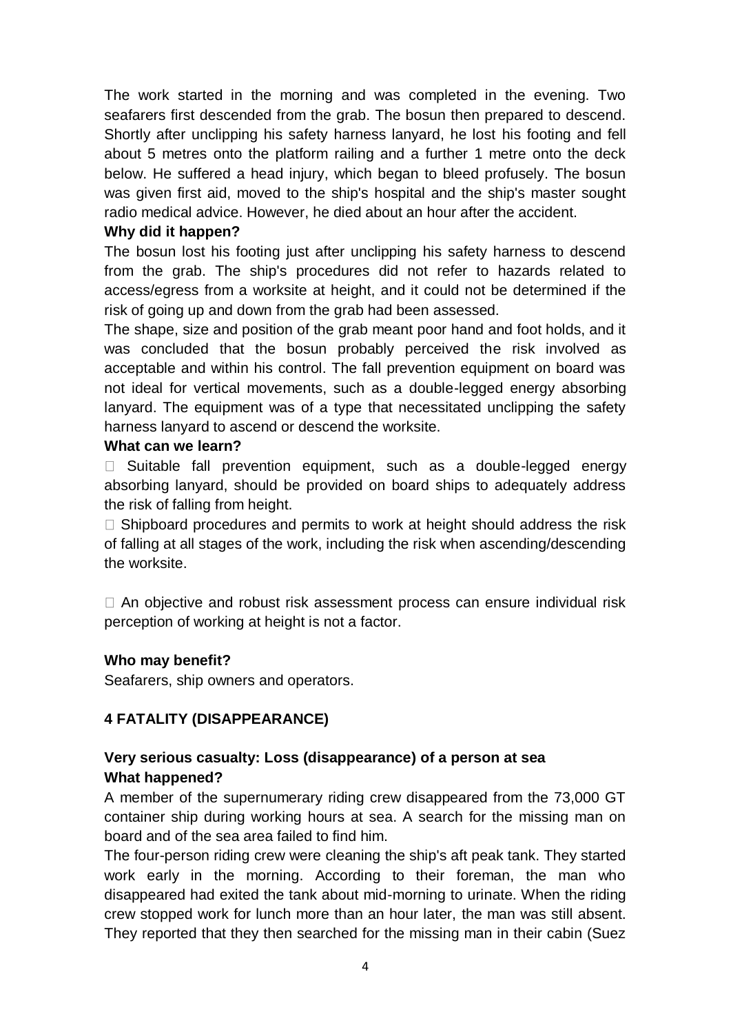The work started in the morning and was completed in the evening. Two seafarers first descended from the grab. The bosun then prepared to descend. Shortly after unclipping his safety harness lanyard, he lost his footing and fell about 5 metres onto the platform railing and a further 1 metre onto the deck below. He suffered a head injury, which began to bleed profusely. The bosun was given first aid, moved to the ship's hospital and the ship's master sought radio medical advice. However, he died about an hour after the accident.

**Why did it happen?**

The bosun lost his footing just after unclipping his safety harness to descend from the grab. The ship's procedures did not refer to hazards related to access/egress from a worksite at height, and it could not be determined if the risk of going up and down from the grab had been assessed.

The shape, size and position of the grab meant poor hand and foot holds, and it was concluded that the bosun probably perceived the risk involved as acceptable and within his control. The fall prevention equipment on board was not ideal for vertical movements, such as a double-legged energy absorbing lanyard. The equipment was of a type that necessitated unclipping the safety harness lanyard to ascend or descend the worksite.

**What can we learn?**

- Suitable fall prevention equipment, such as a double-legged energy absorbing lanyard, should be provided on board ships to adequately address the risk of falling from height.
- Shipboard procedures and permits to work at height should address the risk of falling at all stages of the work, including the risk when ascending/descending the worksite.
- An objective and robust risk assessment process can ensure individual risk perception of working at height is not a factor.

**Who may benefit?**

Seafarers, ship owners and operators.

## 4 FATALITY (DISAPPEARANCE)

### Very serious casualty: Loss (disappearance) of a person at sea

**What happened?**

A member of the supernumerary riding crew disappeared from the 73,000 GT container ship during working hours at sea. A search for the missing man on board and of the sea area failed to find him.

The four-person riding crew were cleaning the ship's aft peak tank. They started work early in the morning. According to their foreman, the man who disappeared had exited the tank about mid-morning to urinate. When the riding crew stopped work for lunch more than an hour later, the man was still absent. They reported that they then searched for the missing man in their cabin (Suez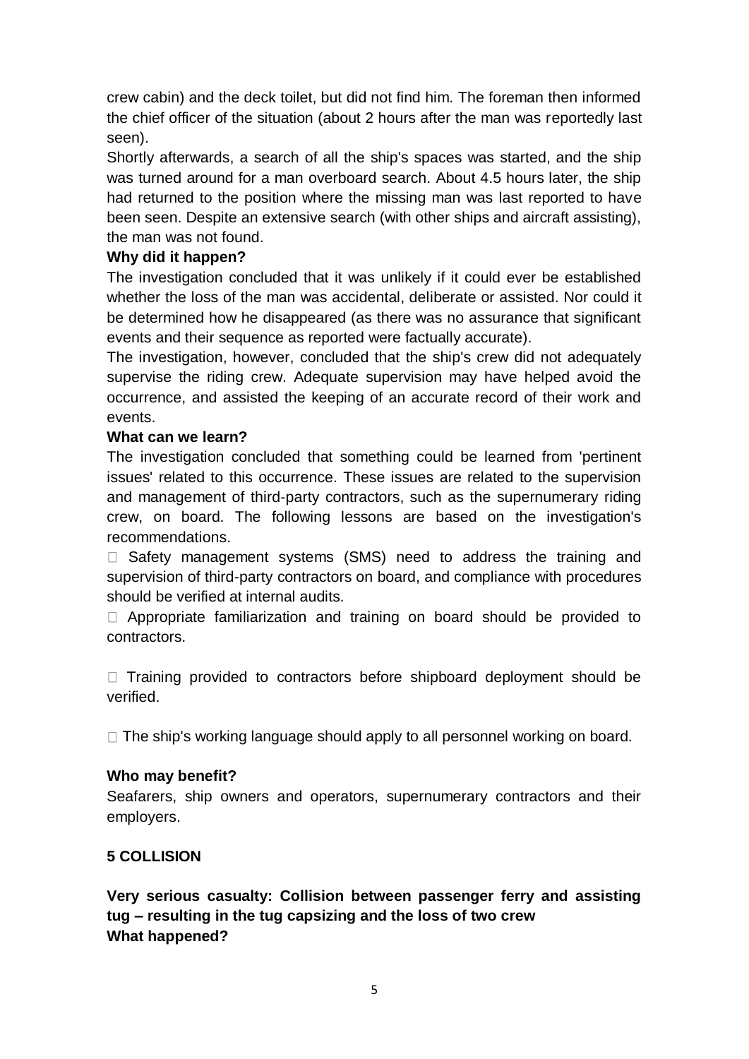crew cabin) and the deck toilet, but did not find him. The foreman then informed the chief officer of the situation (about 2 hours after the man was reportedly last seen).

Shortly afterwards, a search of all the ship's spaces was started, and the ship was turned around for a man overboard search. About 4.5 hours later, the ship had returned to the position where the missing man was last reported to have been seen. Despite an extensive search (with other ships and aircraft assisting), the man was not found.

**Why did it happen?**

The investigation concluded that it was unlikely if it could ever be established whether the loss of the man was accidental, deliberate or assisted. Nor could it be determined how he disappeared (as there was no assurance that significant events and their sequence as reported were factually accurate).

The investigation, however, concluded that the ship's crew did not adequately supervise the riding crew. Adequate supervision may have helped avoid the occurrence, and assisted the keeping of an accurate record of their work and events.

**What can we learn?**

The investigation concluded that something could be learned from 'pertinent issues' related to this occurrence. These issues are related to the supervision and management of third-party contractors, such as the supernumerary riding crew, on board. The following lessons are based on the investigation's recommendations.

- Safety management systems (SMS) need to address the training and supervision of third-party contractors on board, and compliance with procedures should be verified at internal audits.
- Appropriate familiarization and training on board should be provided to contractors.
- Training provided to contractors before shipboard deployment should be verified.
- The ship's working language should apply to all personnel working on board.

**Who may benefit?**

Seafarers, ship owners and operators, supernumerary contractors and their employers.

## 5 COLLISION

**Very serious casualty: Collision between passenger ferry and assisting tug – resulting in the tug capsizing and the loss of two crew**

**What happened?**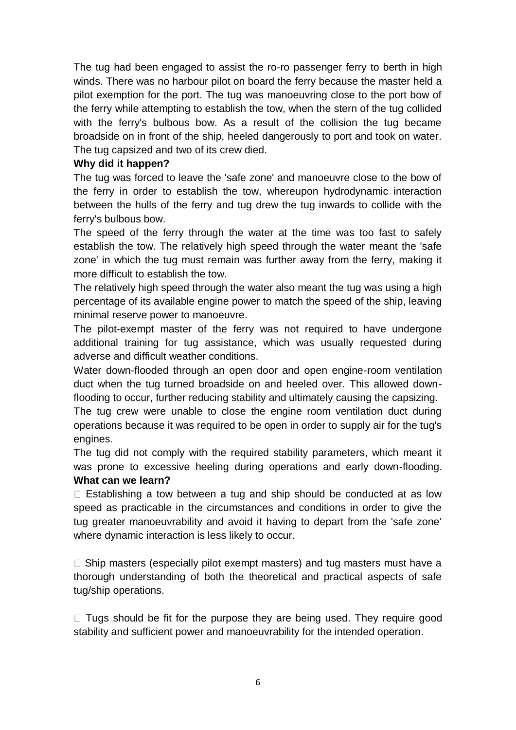The tug had been engaged to assist the ro-ro passenger ferry to berth in high winds. There was no harbour pilot on board the ferry because the master held a pilot exemption for the port. The tug was manoeuvring close to the port bow of the ferry while attempting to establish the tow, when the stern of the tug collided with the ferry's bulbous bow. As a result of the collision the tug became broadside on in front of the ship, heeled dangerously to port and took on water. The tug capsized and two of its crew died.

**Why did it happen?**

The tug was forced to leave the 'safe zone' and manoeuvre close to the bow of the ferry in order to establish the tow, whereupon hydrodynamic interaction between the hulls of the ferry and tug drew the tug inwards to collide with the ferry's bulbous bow.

The speed of the ferry through the water at the time was too fast to safely establish the tow. The relatively high speed through the water meant the 'safe zone' in which the tug must remain was further away from the ferry, making it more difficult to establish the tow.

The relatively high speed through the water also meant the tug was using a high percentage of its available engine power to match the speed of the ship, leaving minimal reserve power to manoeuvre.

The pilot-exempt master of the ferry was not required to have undergone additional training for tug assistance, which was usually requested during adverse and difficult weather conditions.

Water down-flooded through an open door and open engine-room ventilation duct when the tug turned broadside on and heeled over. This allowed down-flooding to occur, further reducing stability and ultimately causing the capsizing.

The tug crew were unable to close the engine room ventilation duct during operations because it was required to be open in order to supply air for the tug's engines.

The tug did not comply with the required stability parameters, which meant it was prone to excessive heeling during operations and early down-flooding.

**What can we learn?**

- Establishing a tow between a tug and ship should be conducted at as low speed as practicable in the circumstances and conditions in order to give the tug greater manoeuvrability and avoid it having to depart from the 'safe zone' where dynamic interaction is less likely to occur.

- Ship masters (especially pilot exempt masters) and tug masters must have a thorough understanding of both the theoretical and practical aspects of safe tug/ship operations.

- Tugs should be fit for the purpose they are being used. They require good stability and sufficient power and manoeuvrability for the intended operation.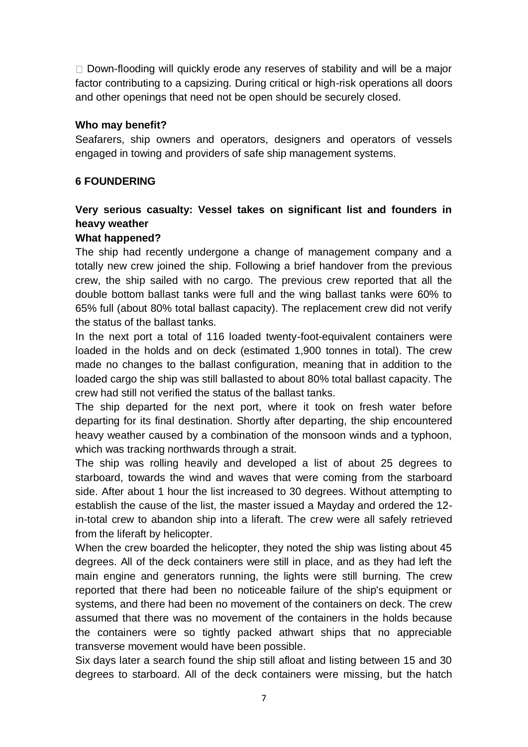- Down-flooding will quickly erode any reserves of stability and will be a major factor contributing to a capsizing. During critical or high-risk operations all doors and other openings that need not be open should be securely closed.

**Who may benefit?**

Seafarers, ship owners and operators, designers and operators of vessels engaged in towing and providers of safe ship management systems.

## 6 FOUNDERING

### Very serious casualty: Vessel takes on significant list and founders in heavy weather

**What happened?**

The ship had recently undergone a change of management company and a totally new crew joined the ship. Following a brief handover from the previous crew, the ship sailed with no cargo. The previous crew reported that all the double bottom ballast tanks were full and the wing ballast tanks were 60% to 65% full (about 80% total ballast capacity). The replacement crew did not verify the status of the ballast tanks.

In the next port a total of 116 loaded twenty-foot-equivalent containers were loaded in the holds and on deck (estimated 1,900 tonnes in total). The crew made no changes to the ballast configuration, meaning that in addition to the loaded cargo the ship was still ballasted to about 80% total ballast capacity. The crew had still not verified the status of the ballast tanks.

The ship departed for the next port, where it took on fresh water before departing for its final destination. Shortly after departing, the ship encountered heavy weather caused by a combination of the monsoon winds and a typhoon, which was tracking northwards through a strait.

The ship was rolling heavily and developed a list of about 25 degrees to starboard, towards the wind and waves that were coming from the starboard side. After about 1 hour the list increased to 30 degrees. Without attempting to establish the cause of the list, the master issued a Mayday and ordered the 12-in-total crew to abandon ship into a liferaft. The crew were all safely retrieved from the liferaft by helicopter.

When the crew boarded the helicopter, they noted the ship was listing about 45 degrees. All of the deck containers were still in place, and as they had left the main engine and generators running, the lights were still burning. The crew reported that there had been no noticeable failure of the ship's equipment or systems, and there had been no movement of the containers on deck. The crew assumed that there was no movement of the containers in the holds because the containers were so tightly packed athwart ships that no appreciable transverse movement would have been possible.

Six days later a search found the ship still afloat and listing between 15 and 30 degrees to starboard. All of the deck containers were missing, but the hatch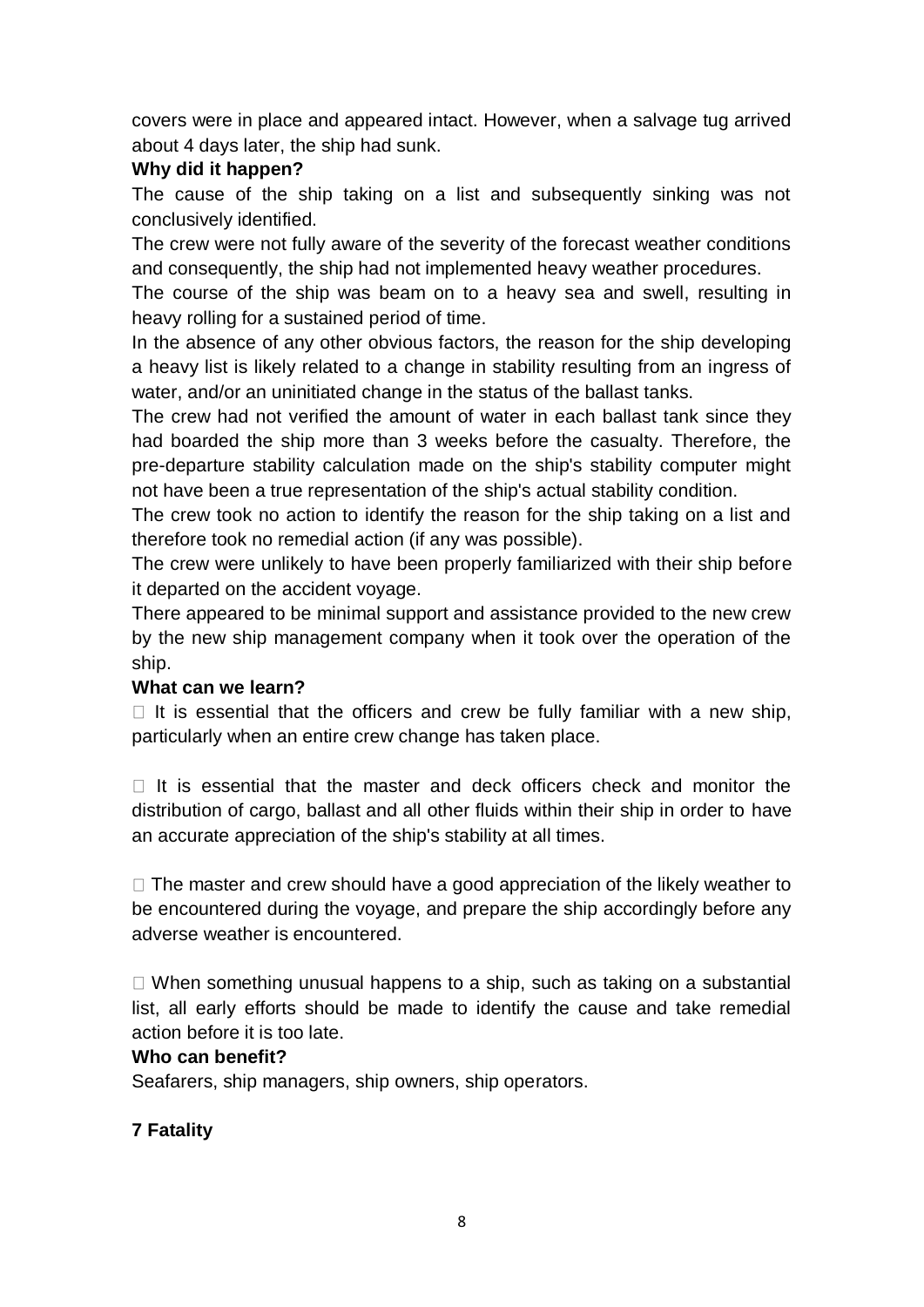covers were in place and appeared intact. However, when a salvage tug arrived about 4 days later, the ship had sunk.

**Why did it happen?**

The cause of the ship taking on a list and subsequently sinking was not conclusively identified.

The crew were not fully aware of the severity of the forecast weather conditions and consequently, the ship had not implemented heavy weather procedures.

The course of the ship was beam on to a heavy sea and swell, resulting in heavy rolling for a sustained period of time.

In the absence of any other obvious factors, the reason for the ship developing a heavy list is likely related to a change in stability resulting from an ingress of water, and/or an uninitiated change in the status of the ballast tanks.

The crew had not verified the amount of water in each ballast tank since they had boarded the ship more than 3 weeks before the casualty. Therefore, the pre-departure stability calculation made on the ship's stability computer might not have been a true representation of the ship's actual stability condition.

The crew took no action to identify the reason for the ship taking on a list and therefore took no remedial action (if any was possible).

The crew were unlikely to have been properly familiarized with their ship before it departed on the accident voyage.

There appeared to be minimal support and assistance provided to the new crew by the new ship management company when it took over the operation of the ship.

**What can we learn?**

- It is essential that the officers and crew be fully familiar with a new ship, particularly when an entire crew change has taken place.

- It is essential that the master and deck officers check and monitor the distribution of cargo, ballast and all other fluids within their ship in order to have an accurate appreciation of the ship's stability at all times.

- The master and crew should have a good appreciation of the likely weather to be encountered during the voyage, and prepare the ship accordingly before any adverse weather is encountered.

- When something unusual happens to a ship, such as taking on a substantial list, all early efforts should be made to identify the cause and take remedial action before it is too late.

**Who can benefit?**

Seafarers, ship managers, ship owners, ship operators.

## 7 Fatality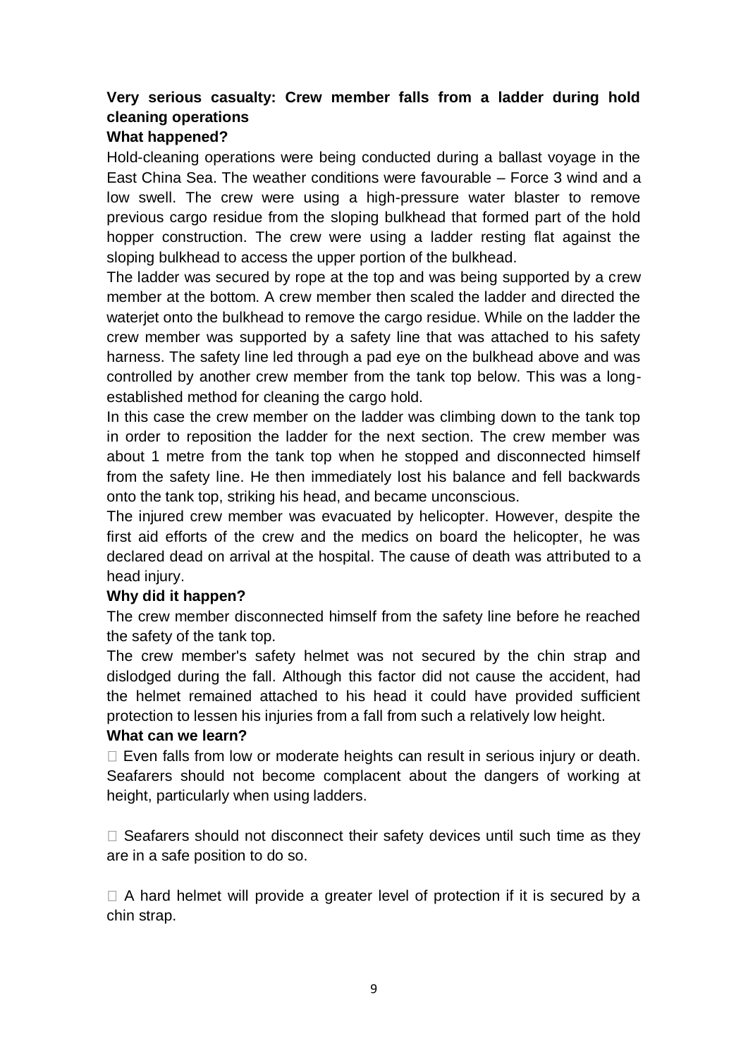### Very serious casualty: Crew member falls from a ladder during hold cleaning operations

#### What happened?

Hold-cleaning operations were being conducted during a ballast voyage in the East China Sea. The weather conditions were favourable – Force 3 wind and a low swell. The crew were using a high-pressure water blaster to remove previous cargo residue from the sloping bulkhead that formed part of the hold hopper construction. The crew were using a ladder resting flat against the sloping bulkhead to access the upper portion of the bulkhead.

The ladder was secured by rope at the top and was being supported by a crew member at the bottom. A crew member then scaled the ladder and directed the waterjet onto the bulkhead to remove the cargo residue. While on the ladder the crew member was supported by a safety line that was attached to his safety harness. The safety line led through a pad eye on the bulkhead above and was controlled by another crew member from the tank top below. This was a long-established method for cleaning the cargo hold.

In this case the crew member on the ladder was climbing down to the tank top in order to reposition the ladder for the next section. The crew member was about 1 metre from the tank top when he stopped and disconnected himself from the safety line. He then immediately lost his balance and fell backwards onto the tank top, striking his head, and became unconscious.

The injured crew member was evacuated by helicopter. However, despite the first aid efforts of the crew and the medics on board the helicopter, he was declared dead on arrival at the hospital. The cause of death was attributed to a head injury.

#### Why did it happen?

The crew member disconnected himself from the safety line before he reached the safety of the tank top.

The crew member's safety helmet was not secured by the chin strap and dislodged during the fall. Although this factor did not cause the accident, had the helmet remained attached to his head it could have provided sufficient protection to lessen his injuries from a fall from such a relatively low height.

#### What can we learn?

- Even falls from low or moderate heights can result in serious injury or death. Seafarers should not become complacent about the dangers of working at height, particularly when using ladders.

- Seafarers should not disconnect their safety devices until such time as they are in a safe position to do so.

- A hard helmet will provide a greater level of protection if it is secured by a chin strap.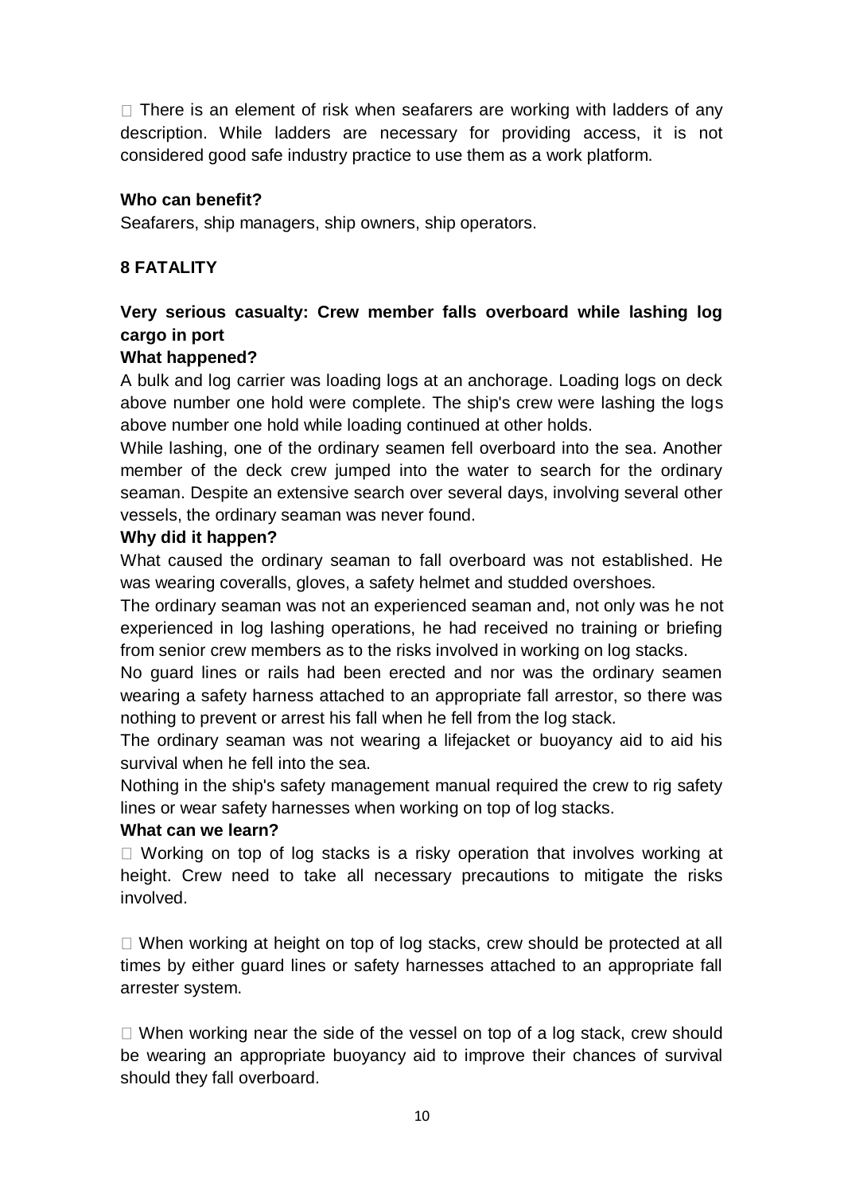- There is an element of risk when seafarers are working with ladders of any description. While ladders are necessary for providing access, it is not considered good safe industry practice to use them as a work platform.

**Who can benefit?**

Seafarers, ship managers, ship owners, ship operators.

## 8 FATALITY

### Very serious casualty: Crew member falls overboard while lashing log cargo in port

**What happened?**

A bulk and log carrier was loading logs at an anchorage. Loading logs on deck above number one hold were complete. The ship's crew were lashing the logs above number one hold while loading continued at other holds.

While lashing, one of the ordinary seamen fell overboard into the sea. Another member of the deck crew jumped into the water to search for the ordinary seaman. Despite an extensive search over several days, involving several other vessels, the ordinary seaman was never found.

**Why did it happen?**

What caused the ordinary seaman to fall overboard was not established. He was wearing coveralls, gloves, a safety helmet and studded overshoes.

The ordinary seaman was not an experienced seaman and, not only was he not experienced in log lashing operations, he had received no training or briefing from senior crew members as to the risks involved in working on log stacks.

No guard lines or rails had been erected and nor was the ordinary seamen wearing a safety harness attached to an appropriate fall arrestor, so there was nothing to prevent or arrest his fall when he fell from the log stack.

The ordinary seaman was not wearing a lifejacket or buoyancy aid to aid his survival when he fell into the sea.

Nothing in the ship's safety management manual required the crew to rig safety lines or wear safety harnesses when working on top of log stacks.

**What can we learn?**

- Working on top of log stacks is a risky operation that involves working at height. Crew need to take all necessary precautions to mitigate the risks involved.

- When working at height on top of log stacks, crew should be protected at all times by either guard lines or safety harnesses attached to an appropriate fall arrester system.

- When working near the side of the vessel on top of a log stack, crew should be wearing an appropriate buoyancy aid to improve their chances of survival should they fall overboard.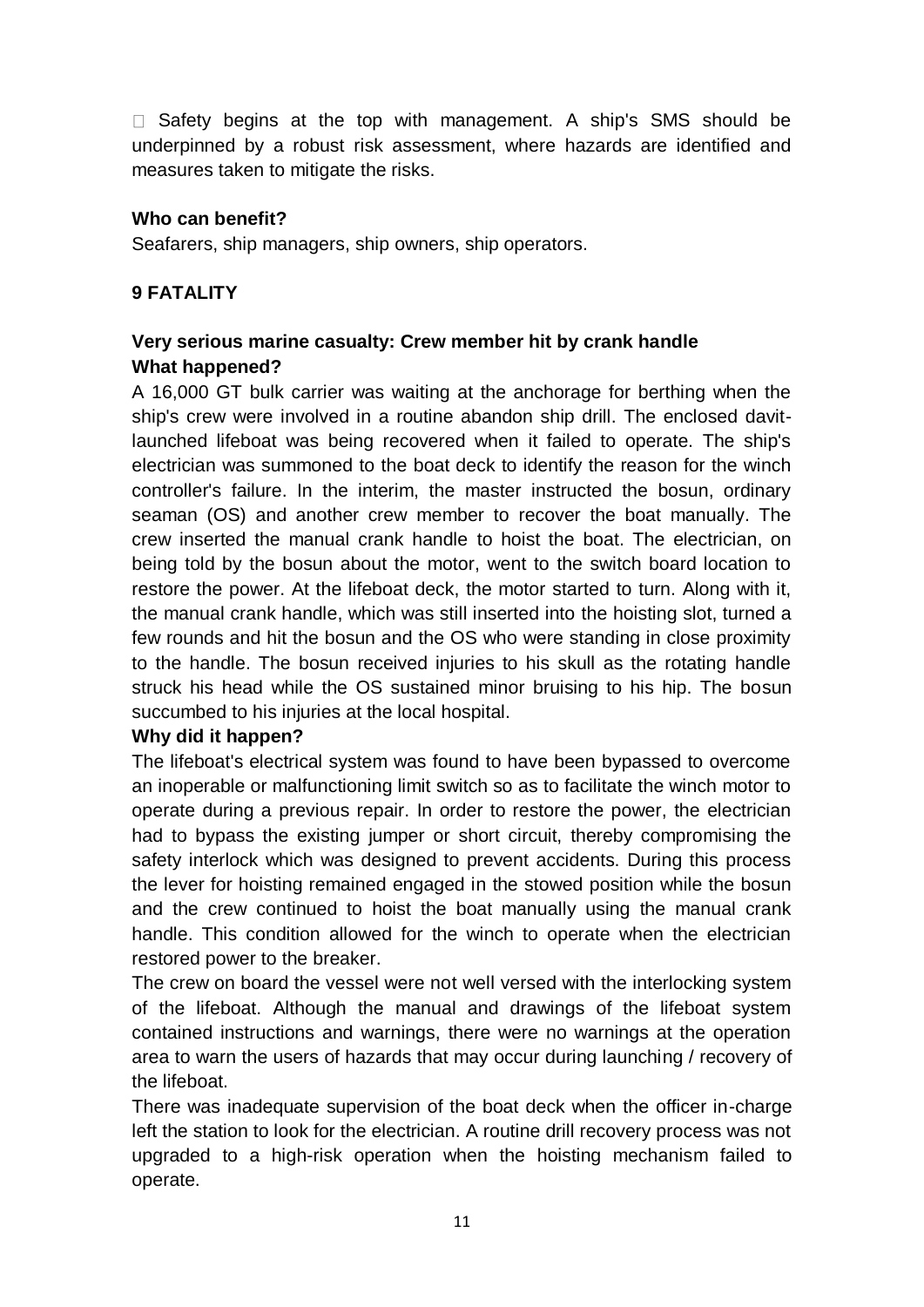- Safety begins at the top with management. A ship's SMS should be underpinned by a robust risk assessment, where hazards are identified and measures taken to mitigate the risks.

**Who can benefit?**

Seafarers, ship managers, ship owners, ship operators.

## 9 FATALITY

### Very serious marine casualty: Crew member hit by crank handle

**What happened?**

A 16,000 GT bulk carrier was waiting at the anchorage for berthing when the ship's crew were involved in a routine abandon ship drill. The enclosed davit-launched lifeboat was being recovered when it failed to operate. The ship's electrician was summoned to the boat deck to identify the reason for the winch controller's failure. In the interim, the master instructed the bosun, ordinary seaman (OS) and another crew member to recover the boat manually. The crew inserted the manual crank handle to hoist the boat. The electrician, on being told by the bosun about the motor, went to the switch board location to restore the power. At the lifeboat deck, the motor started to turn. Along with it, the manual crank handle, which was still inserted into the hoisting slot, turned a few rounds and hit the bosun and the OS who were standing in close proximity to the handle. The bosun received injuries to his skull as the rotating handle struck his head while the OS sustained minor bruising to his hip. The bosun succumbed to his injuries at the local hospital.

**Why did it happen?**

The lifeboat's electrical system was found to have been bypassed to overcome an inoperable or malfunctioning limit switch so as to facilitate the winch motor to operate during a previous repair. In order to restore the power, the electrician had to bypass the existing jumper or short circuit, thereby compromising the safety interlock which was designed to prevent accidents. During this process the lever for hoisting remained engaged in the stowed position while the bosun and the crew continued to hoist the boat manually using the manual crank handle. This condition allowed for the winch to operate when the electrician restored power to the breaker.

The crew on board the vessel were not well versed with the interlocking system of the lifeboat. Although the manual and drawings of the lifeboat system contained instructions and warnings, there were no warnings at the operation area to warn the users of hazards that may occur during launching / recovery of the lifeboat.

There was inadequate supervision of the boat deck when the officer in-charge left the station to look for the electrician. A routine drill recovery process was not upgraded to a high-risk operation when the hoisting mechanism failed to operate.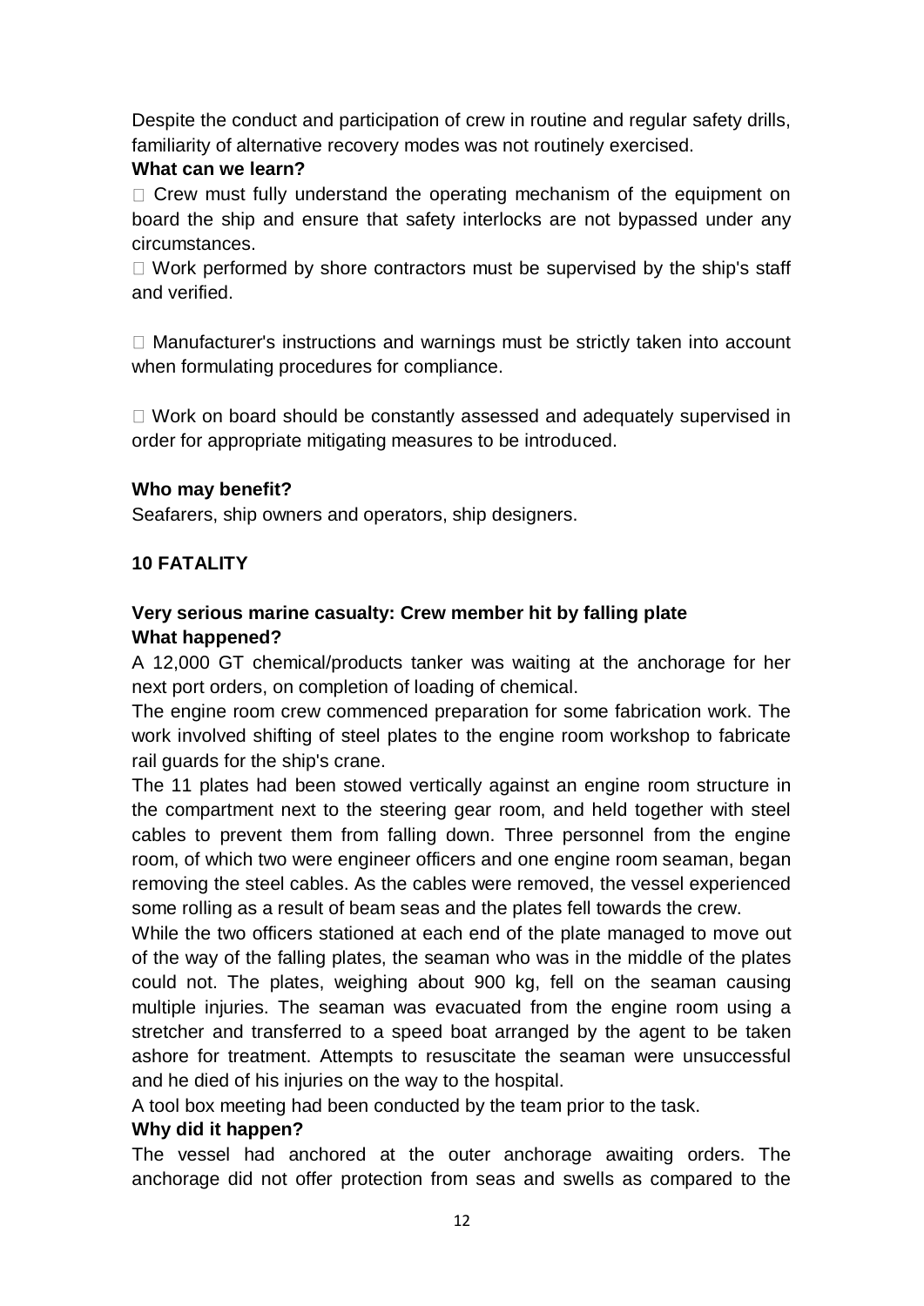Despite the conduct and participation of crew in routine and regular safety drills, familiarity of alternative recovery modes was not routinely exercised.

**What can we learn?**

- Crew must fully understand the operating mechanism of the equipment on board the ship and ensure that safety interlocks are not bypassed under any circumstances.
- Work performed by shore contractors must be supervised by the ship's staff and verified.
- Manufacturer's instructions and warnings must be strictly taken into account when formulating procedures for compliance.
- Work on board should be constantly assessed and adequately supervised in order for appropriate mitigating measures to be introduced.

**Who may benefit?**

Seafarers, ship owners and operators, ship designers.

**10 FATALITY**

**Very serious marine casualty: Crew member hit by falling plate**

**What happened?**

A 12,000 GT chemical/products tanker was waiting at the anchorage for her next port orders, on completion of loading of chemical.

The engine room crew commenced preparation for some fabrication work. The work involved shifting of steel plates to the engine room workshop to fabricate rail guards for the ship's crane.

The 11 plates had been stowed vertically against an engine room structure in the compartment next to the steering gear room, and held together with steel cables to prevent them from falling down. Three personnel from the engine room, of which two were engineer officers and one engine room seaman, began removing the steel cables. As the cables were removed, the vessel experienced some rolling as a result of beam seas and the plates fell towards the crew.

While the two officers stationed at each end of the plate managed to move out of the way of the falling plates, the seaman who was in the middle of the plates could not. The plates, weighing about 900 kg, fell on the seaman causing multiple injuries. The seaman was evacuated from the engine room using a stretcher and transferred to a speed boat arranged by the agent to be taken ashore for treatment. Attempts to resuscitate the seaman were unsuccessful and he died of his injuries on the way to the hospital.

A tool box meeting had been conducted by the team prior to the task.

**Why did it happen?**

The vessel had anchored at the outer anchorage awaiting orders. The anchorage did not offer protection from seas and swells as compared to the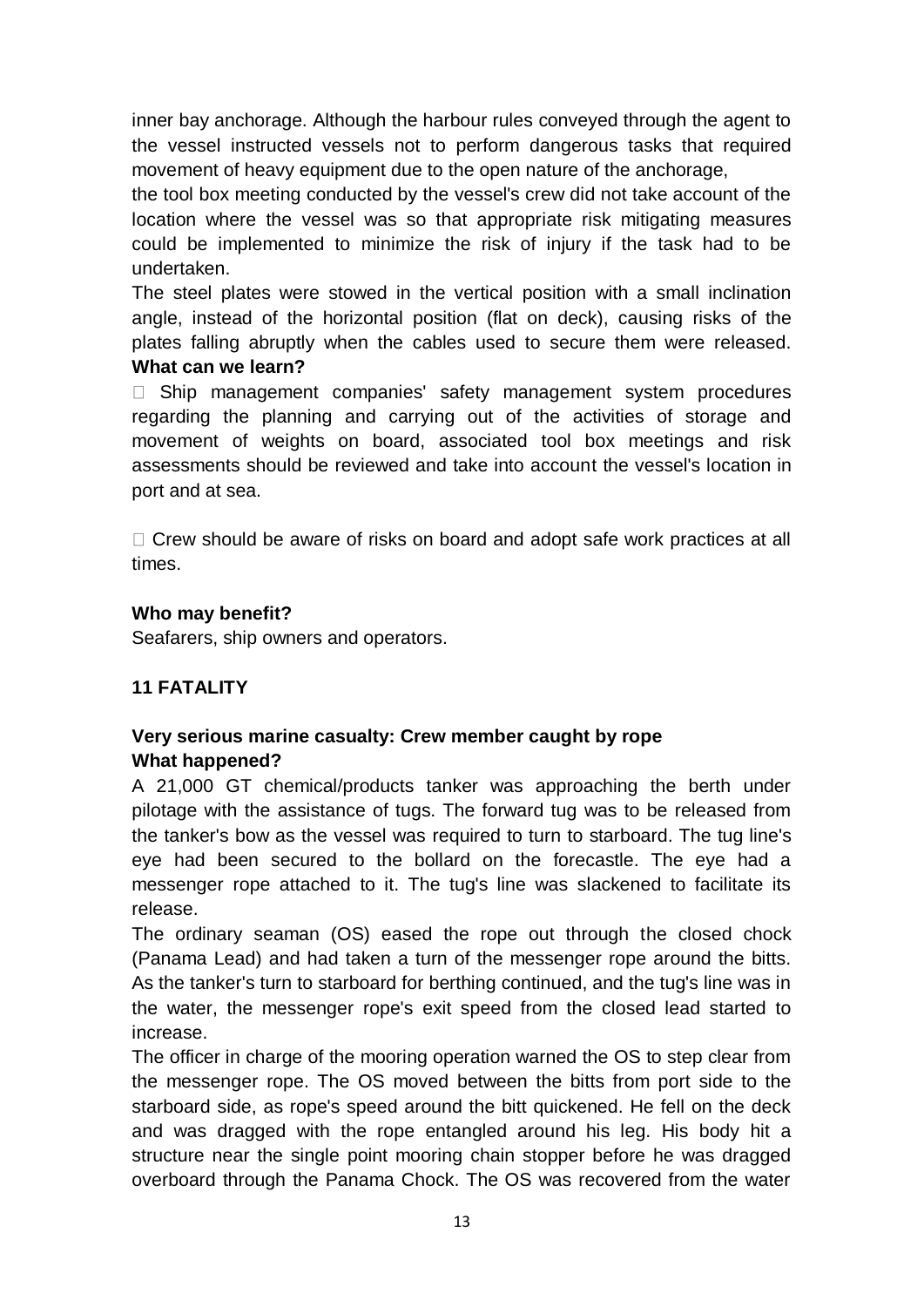inner bay anchorage. Although the harbour rules conveyed through the agent to the vessel instructed vessels not to perform dangerous tasks that required movement of heavy equipment due to the open nature of the anchorage,

the tool box meeting conducted by the vessel's crew did not take account of the location where the vessel was so that appropriate risk mitigating measures could be implemented to minimize the risk of injury if the task had to be undertaken.

The steel plates were stowed in the vertical position with a small inclination angle, instead of the horizontal position (flat on deck), causing risks of the plates falling abruptly when the cables used to secure them were released.

**What can we learn?**

-  Ship management companies' safety management system procedures regarding the planning and carrying out of the activities of storage and movement of weights on board, associated tool box meetings and risk assessments should be reviewed and take into account the vessel's location in port and at sea.

-  Crew should be aware of risks on board and adopt safe work practices at all times.

**Who may benefit?**

Seafarers, ship owners and operators.

**11 FATALITY**

**Very serious marine casualty: Crew member caught by rope**

**What happened?**

A 21,000 GT chemical/products tanker was approaching the berth under pilotage with the assistance of tugs. The forward tug was to be released from the tanker's bow as the vessel was required to turn to starboard. The tug line's eye had been secured to the bollard on the forecastle. The eye had a messenger rope attached to it. The tug's line was slackened to facilitate its release.

The ordinary seaman (OS) eased the rope out through the closed chock (Panama Lead) and had taken a turn of the messenger rope around the bitts. As the tanker's turn to starboard for berthing continued, and the tug's line was in the water, the messenger rope's exit speed from the closed lead started to increase.

The officer in charge of the mooring operation warned the OS to step clear from the messenger rope. The OS moved between the bitts from port side to the starboard side, as rope's speed around the bitt quickened. He fell on the deck and was dragged with the rope entangled around his leg. His body hit a structure near the single point mooring chain stopper before he was dragged overboard through the Panama Chock. The OS was recovered from the water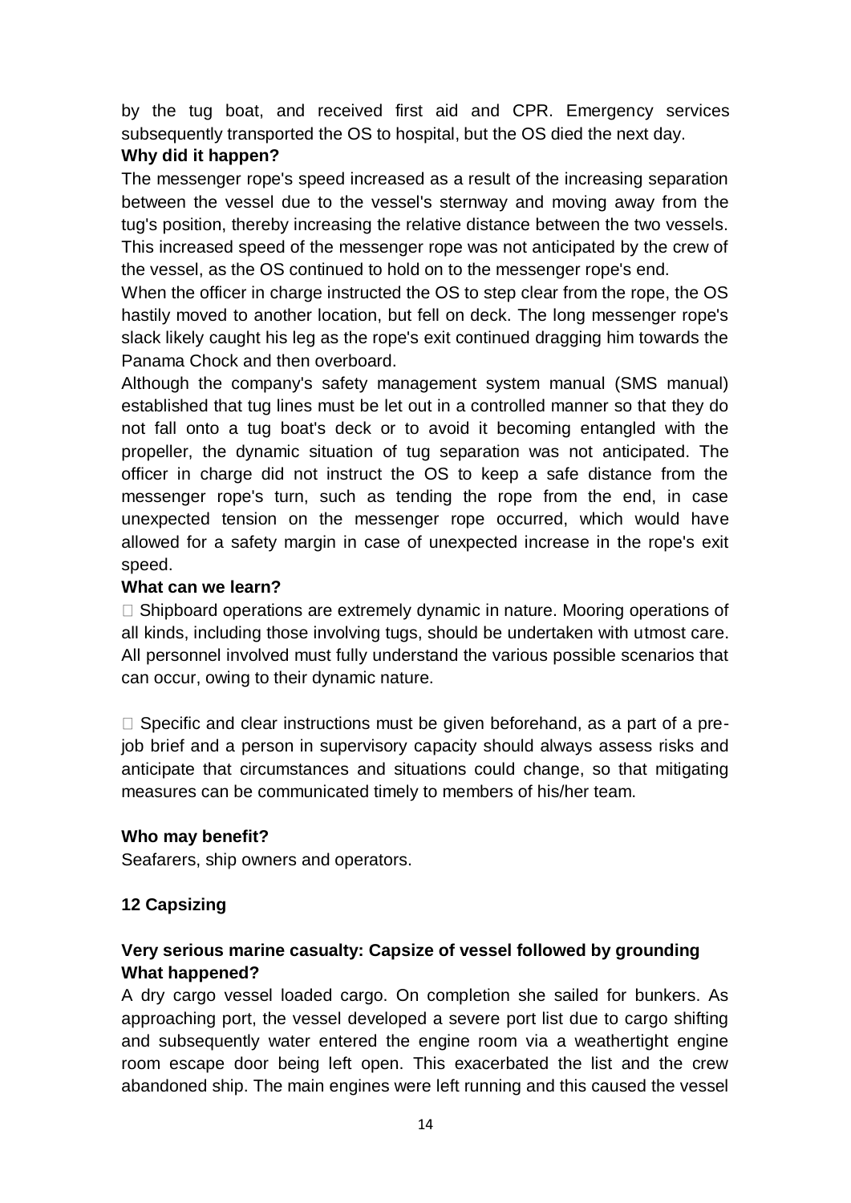by the tug boat, and received first aid and CPR. Emergency services subsequently transported the OS to hospital, but the OS died the next day.

**Why did it happen?**

The messenger rope's speed increased as a result of the increasing separation between the vessel due to the vessel's sternway and moving away from the tug's position, thereby increasing the relative distance between the two vessels. This increased speed of the messenger rope was not anticipated by the crew of the vessel, as the OS continued to hold on to the messenger rope's end.

When the officer in charge instructed the OS to step clear from the rope, the OS hastily moved to another location, but fell on deck. The long messenger rope's slack likely caught his leg as the rope's exit continued dragging him towards the Panama Chock and then overboard.

Although the company's safety management system manual (SMS manual) established that tug lines must be let out in a controlled manner so that they do not fall onto a tug boat's deck or to avoid it becoming entangled with the propeller, the dynamic situation of tug separation was not anticipated. The officer in charge did not instruct the OS to keep a safe distance from the messenger rope's turn, such as tending the rope from the end, in case unexpected tension on the messenger rope occurred, which would have allowed for a safety margin in case of unexpected increase in the rope's exit speed.

**What can we learn?**

- Shipboard operations are extremely dynamic in nature. Mooring operations of all kinds, including those involving tugs, should be undertaken with utmost care. All personnel involved must fully understand the various possible scenarios that can occur, owing to their dynamic nature.

- Specific and clear instructions must be given beforehand, as a part of a pre-job brief and a person in supervisory capacity should always assess risks and anticipate that circumstances and situations could change, so that mitigating measures can be communicated timely to members of his/her team.

**Who may benefit?**

Seafarers, ship owners and operators.

## 12 Capsizing

### Very serious marine casualty: Capsize of vessel followed by grounding

**What happened?**

A dry cargo vessel loaded cargo. On completion she sailed for bunkers. As approaching port, the vessel developed a severe port list due to cargo shifting and subsequently water entered the engine room via a weathertight engine room escape door being left open. This exacerbated the list and the crew abandoned ship. The main engines were left running and this caused the vessel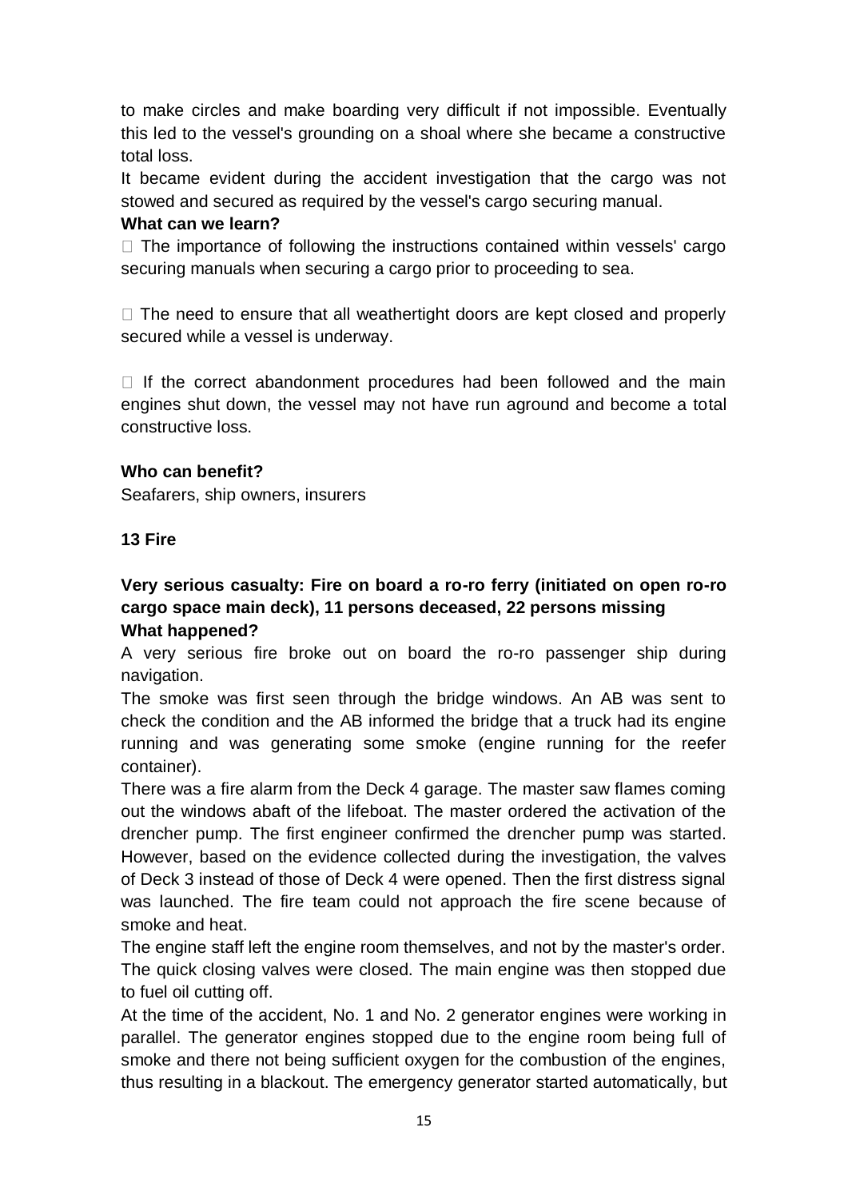to make circles and make boarding very difficult if not impossible. Eventually this led to the vessel's grounding on a shoal where she became a constructive total loss.

It became evident during the accident investigation that the cargo was not stowed and secured as required by the vessel's cargo securing manual.

**What can we learn?**

- The importance of following the instructions contained within vessels' cargo securing manuals when securing a cargo prior to proceeding to sea.

- The need to ensure that all weathertight doors are kept closed and properly secured while a vessel is underway.

- If the correct abandonment procedures had been followed and the main engines shut down, the vessel may not have run aground and become a total constructive loss.

**Who can benefit?**

Seafarers, ship owners, insurers

**13 Fire**

**Very serious casualty: Fire on board a ro-ro ferry (initiated on open ro-ro cargo space main deck), 11 persons deceased, 22 persons missing**

**What happened?**

A very serious fire broke out on board the ro-ro passenger ship during navigation.

The smoke was first seen through the bridge windows. An AB was sent to check the condition and the AB informed the bridge that a truck had its engine running and was generating some smoke (engine running for the reefer container).

There was a fire alarm from the Deck 4 garage. The master saw flames coming out the windows abaft of the lifeboat. The master ordered the activation of the drencher pump. The first engineer confirmed the drencher pump was started. However, based on the evidence collected during the investigation, the valves of Deck 3 instead of those of Deck 4 were opened. Then the first distress signal was launched. The fire team could not approach the fire scene because of smoke and heat.

The engine staff left the engine room themselves, and not by the master's order. The quick closing valves were closed. The main engine was then stopped due to fuel oil cutting off.

At the time of the accident, No. 1 and No. 2 generator engines were working in parallel. The generator engines stopped due to the engine room being full of smoke and there not being sufficient oxygen for the combustion of the engines, thus resulting in a blackout. The emergency generator started automatically, but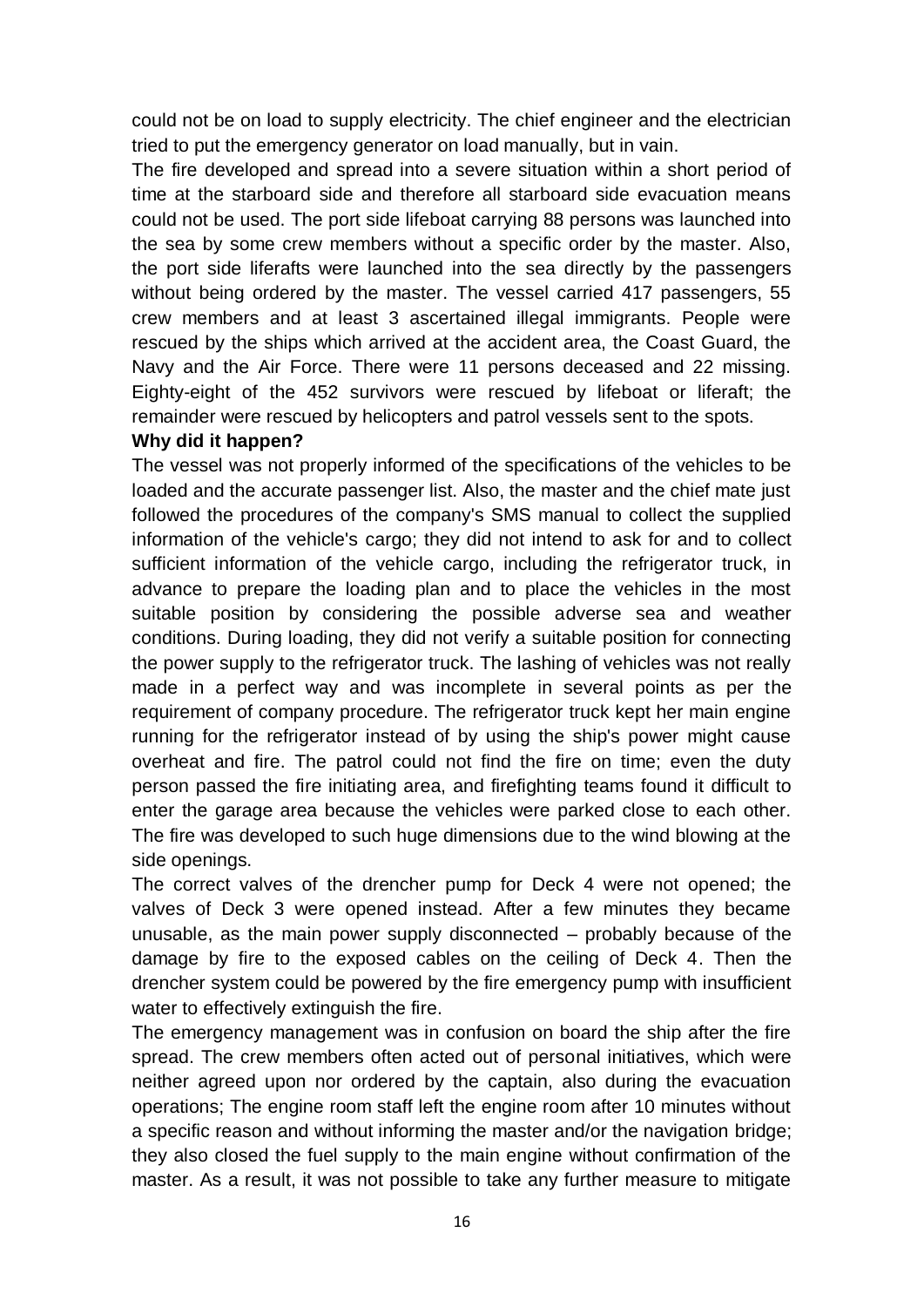could not be on load to supply electricity. The chief engineer and the electrician tried to put the emergency generator on load manually, but in vain.

The fire developed and spread into a severe situation within a short period of time at the starboard side and therefore all starboard side evacuation means could not be used. The port side lifeboat carrying 88 persons was launched into the sea by some crew members without a specific order by the master. Also, the port side liferafts were launched into the sea directly by the passengers without being ordered by the master. The vessel carried 417 passengers, 55 crew members and at least 3 ascertained illegal immigrants. People were rescued by the ships which arrived at the accident area, the Coast Guard, the Navy and the Air Force. There were 11 persons deceased and 22 missing. Eighty-eight of the 452 survivors were rescued by lifeboat or liferaft; the remainder were rescued by helicopters and patrol vessels sent to the spots.

**Why did it happen?**

The vessel was not properly informed of the specifications of the vehicles to be loaded and the accurate passenger list. Also, the master and the chief mate just followed the procedures of the company's SMS manual to collect the supplied information of the vehicle's cargo; they did not intend to ask for and to collect sufficient information of the vehicle cargo, including the refrigerator truck, in advance to prepare the loading plan and to place the vehicles in the most suitable position by considering the possible adverse sea and weather conditions. During loading, they did not verify a suitable position for connecting the power supply to the refrigerator truck. The lashing of vehicles was not really made in a perfect way and was incomplete in several points as per the requirement of company procedure. The refrigerator truck kept her main engine running for the refrigerator instead of by using the ship's power might cause overheat and fire. The patrol could not find the fire on time; even the duty person passed the fire initiating area, and firefighting teams found it difficult to enter the garage area because the vehicles were parked close to each other. The fire was developed to such huge dimensions due to the wind blowing at the side openings.

The correct valves of the drencher pump for Deck 4 were not opened; the valves of Deck 3 were opened instead. After a few minutes they became unusable, as the main power supply disconnected – probably because of the damage by fire to the exposed cables on the ceiling of Deck 4. Then the drencher system could be powered by the fire emergency pump with insufficient water to effectively extinguish the fire.

The emergency management was in confusion on board the ship after the fire spread. The crew members often acted out of personal initiatives, which were neither agreed upon nor ordered by the captain, also during the evacuation operations; The engine room staff left the engine room after 10 minutes without a specific reason and without informing the master and/or the navigation bridge; they also closed the fuel supply to the main engine without confirmation of the master. As a result, it was not possible to take any further measure to mitigate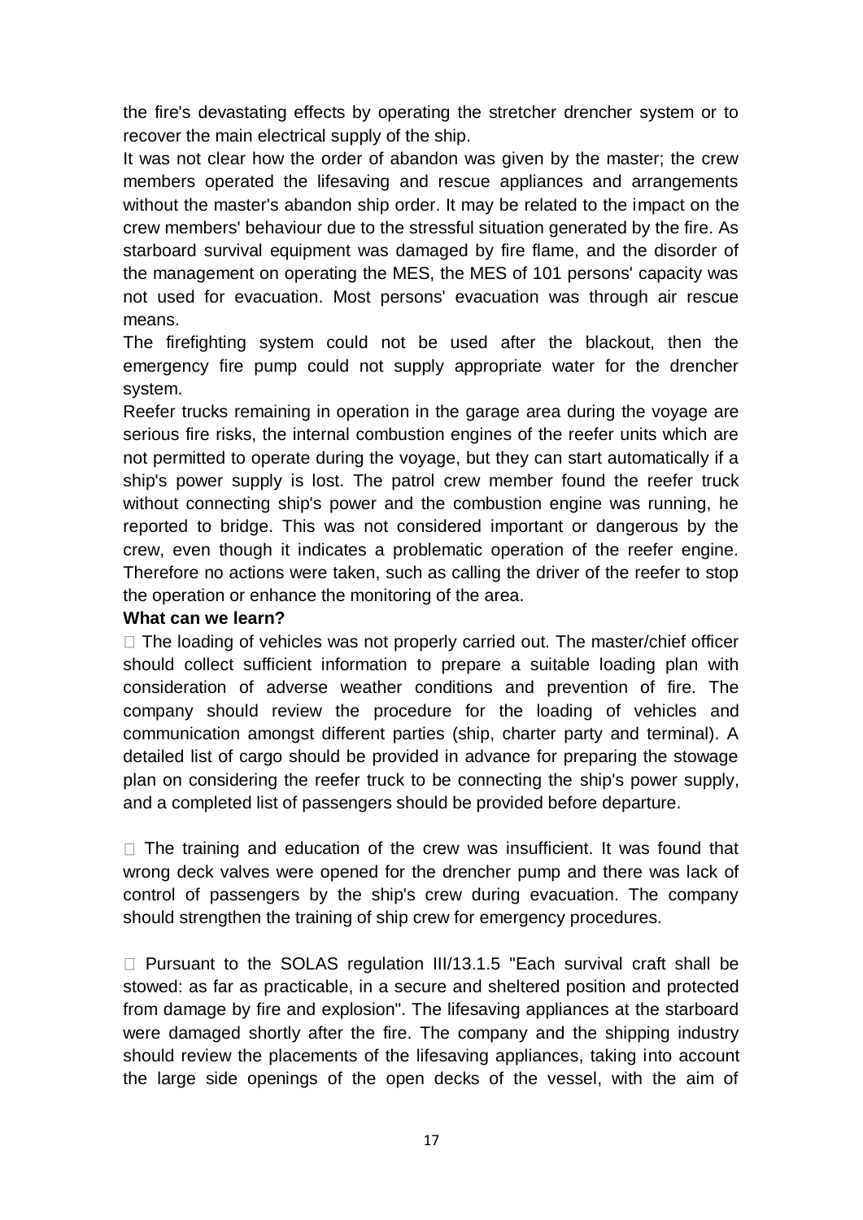the fire's devastating effects by operating the stretcher drencher system or to recover the main electrical supply of the ship.

It was not clear how the order of abandon was given by the master; the crew members operated the lifesaving and rescue appliances and arrangements without the master's abandon ship order. It may be related to the impact on the crew members' behaviour due to the stressful situation generated by the fire. As starboard survival equipment was damaged by fire flame, and the disorder of the management on operating the MES, the MES of 101 persons' capacity was not used for evacuation. Most persons' evacuation was through air rescue means.

The firefighting system could not be used after the blackout, then the emergency fire pump could not supply appropriate water for the drencher system.

Reefer trucks remaining in operation in the garage area during the voyage are serious fire risks, the internal combustion engines of the reefer units which are not permitted to operate during the voyage, but they can start automatically if a ship's power supply is lost. The patrol crew member found the reefer truck without connecting ship's power and the combustion engine was running, he reported to bridge. This was not considered important or dangerous by the crew, even though it indicates a problematic operation of the reefer engine. Therefore no actions were taken, such as calling the driver of the reefer to stop the operation or enhance the monitoring of the area.

**What can we learn?**

- The loading of vehicles was not properly carried out. The master/chief officer should collect sufficient information to prepare a suitable loading plan with consideration of adverse weather conditions and prevention of fire. The company should review the procedure for the loading of vehicles and communication amongst different parties (ship, charter party and terminal). A detailed list of cargo should be provided in advance for preparing the stowage plan on considering the reefer truck to be connecting the ship's power supply, and a completed list of passengers should be provided before departure.

- The training and education of the crew was insufficient. It was found that wrong deck valves were opened for the drencher pump and there was lack of control of passengers by the ship's crew during evacuation. The company should strengthen the training of ship crew for emergency procedures.

- Pursuant to the SOLAS regulation III/13.1.5 "Each survival craft shall be stowed: as far as practicable, in a secure and sheltered position and protected from damage by fire and explosion". The lifesaving appliances at the starboard were damaged shortly after the fire. The company and the shipping industry should review the placements of the lifesaving appliances, taking into account the large side openings of the open decks of the vessel, with the aim of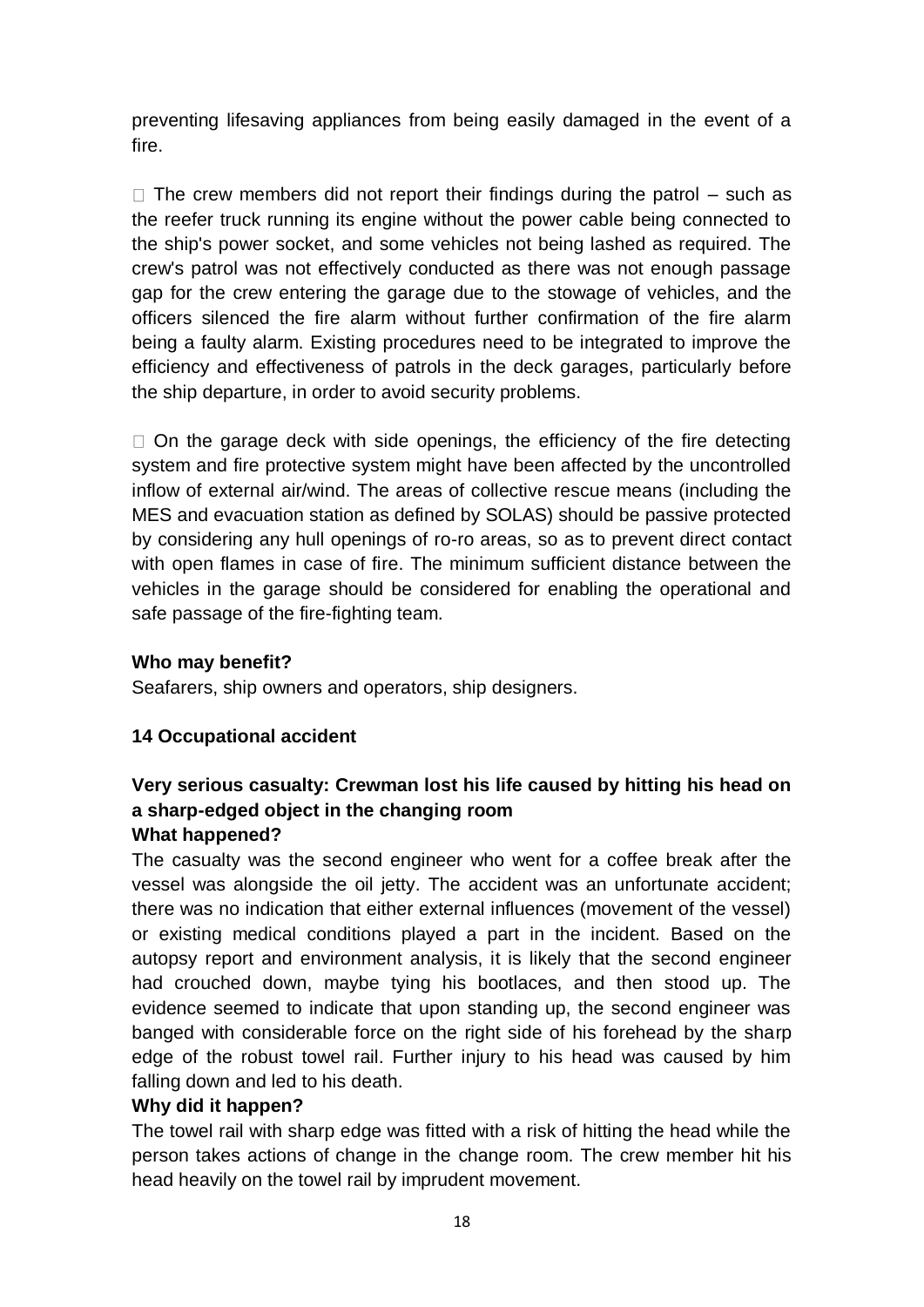preventing lifesaving appliances from being easily damaged in the event of a fire.

- The crew members did not report their findings during the patrol – such as the reefer truck running its engine without the power cable being connected to the ship's power socket, and some vehicles not being lashed as required. The crew's patrol was not effectively conducted as there was not enough passage gap for the crew entering the garage due to the stowage of vehicles, and the officers silenced the fire alarm without further confirmation of the fire alarm being a faulty alarm. Existing procedures need to be integrated to improve the efficiency and effectiveness of patrols in the deck garages, particularly before the ship departure, in order to avoid security problems.

- On the garage deck with side openings, the efficiency of the fire detecting system and fire protective system might have been affected by the uncontrolled inflow of external air/wind. The areas of collective rescue means (including the MES and evacuation station as defined by SOLAS) should be passive protected by considering any hull openings of ro-ro areas, so as to prevent direct contact with open flames in case of fire. The minimum sufficient distance between the vehicles in the garage should be considered for enabling the operational and safe passage of the fire-fighting team.

**Who may benefit?**

Seafarers, ship owners and operators, ship designers.

## 14 Occupational accident

### Very serious casualty: Crewman lost his life caused by hitting his head on a sharp-edged object in the changing room

**What happened?**

The casualty was the second engineer who went for a coffee break after the vessel was alongside the oil jetty. The accident was an unfortunate accident; there was no indication that either external influences (movement of the vessel) or existing medical conditions played a part in the incident. Based on the autopsy report and environment analysis, it is likely that the second engineer had crouched down, maybe tying his bootlaces, and then stood up. The evidence seemed to indicate that upon standing up, the second engineer was banged with considerable force on the right side of his forehead by the sharp edge of the robust towel rail. Further injury to his head was caused by him falling down and led to his death.

**Why did it happen?**

The towel rail with sharp edge was fitted with a risk of hitting the head while the person takes actions of change in the change room. The crew member hit his head heavily on the towel rail by imprudent movement.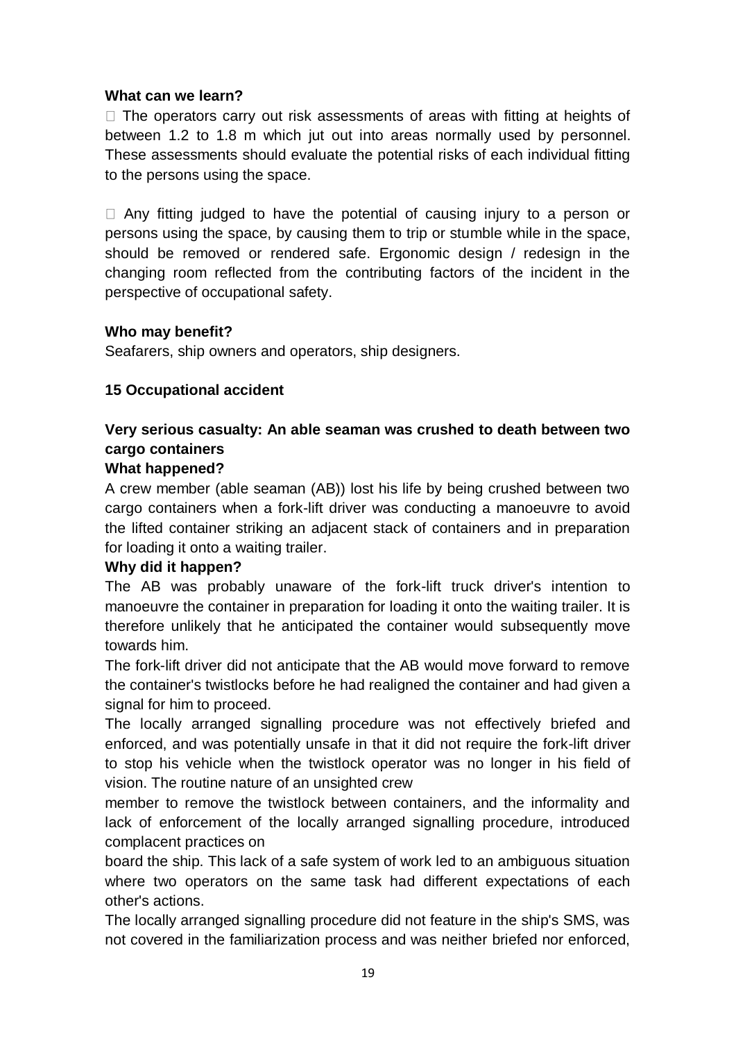**What can we learn?**

- The operators carry out risk assessments of areas with fitting at heights of between 1.2 to 1.8 m which jut out into areas normally used by personnel. These assessments should evaluate the potential risks of each individual fitting to the persons using the space.

- Any fitting judged to have the potential of causing injury to a person or persons using the space, by causing them to trip or stumble while in the space, should be removed or rendered safe. Ergonomic design / redesign in the changing room reflected from the contributing factors of the incident in the perspective of occupational safety.

**Who may benefit?**

Seafarers, ship owners and operators, ship designers.

**15 Occupational accident**

**Very serious casualty: An able seaman was crushed to death between two cargo containers**

**What happened?**

A crew member (able seaman (AB)) lost his life by being crushed between two cargo containers when a fork-lift driver was conducting a manoeuvre to avoid the lifted container striking an adjacent stack of containers and in preparation for loading it onto a waiting trailer.

**Why did it happen?**

The AB was probably unaware of the fork-lift truck driver's intention to manoeuvre the container in preparation for loading it onto the waiting trailer. It is therefore unlikely that he anticipated the container would subsequently move towards him.

The fork-lift driver did not anticipate that the AB would move forward to remove the container's twistlocks before he had realigned the container and had given a signal for him to proceed.

The locally arranged signalling procedure was not effectively briefed and enforced, and was potentially unsafe in that it did not require the fork-lift driver to stop his vehicle when the twistlock operator was no longer in his field of vision. The routine nature of an unsighted crew member to remove the twistlock between containers, and the informality and lack of enforcement of the locally arranged signalling procedure, introduced complacent practices on board the ship. This lack of a safe system of work led to an ambiguous situation where two operators on the same task had different expectations of each other's actions.

The locally arranged signalling procedure did not feature in the ship's SMS, was not covered in the familiarization process and was neither briefed nor enforced,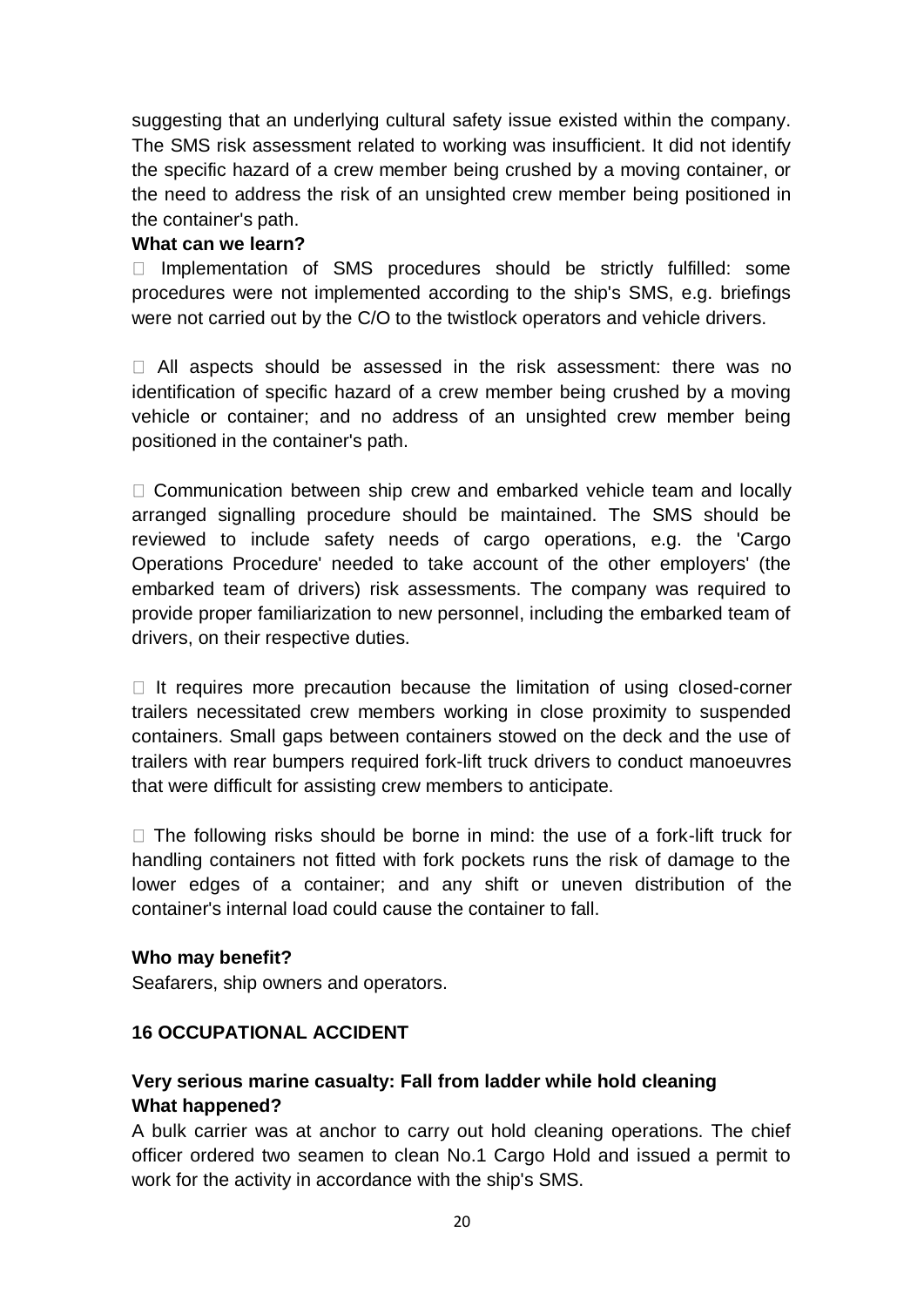suggesting that an underlying cultural safety issue existed within the company. The SMS risk assessment related to working was insufficient. It did not identify the specific hazard of a crew member being crushed by a moving container, or the need to address the risk of an unsighted crew member being positioned in the container's path.

**What can we learn?**

- Implementation of SMS procedures should be strictly fulfilled: some procedures were not implemented according to the ship's SMS, e.g. briefings were not carried out by the C/O to the twistlock operators and vehicle drivers.

- All aspects should be assessed in the risk assessment: there was no identification of specific hazard of a crew member being crushed by a moving vehicle or container; and no address of an unsighted crew member being positioned in the container's path.

- Communication between ship crew and embarked vehicle team and locally arranged signalling procedure should be maintained. The SMS should be reviewed to include safety needs of cargo operations, e.g. the 'Cargo Operations Procedure' needed to take account of the other employers' (the embarked team of drivers) risk assessments. The company was required to provide proper familiarization to new personnel, including the embarked team of drivers, on their respective duties.

- It requires more precaution because the limitation of using closed-corner trailers necessitated crew members working in close proximity to suspended containers. Small gaps between containers stowed on the deck and the use of trailers with rear bumpers required fork-lift truck drivers to conduct manoeuvres that were difficult for assisting crew members to anticipate.

- The following risks should be borne in mind: the use of a fork-lift truck for handling containers not fitted with fork pockets runs the risk of damage to the lower edges of a container; and any shift or uneven distribution of the container's internal load could cause the container to fall.

**Who may benefit?**

Seafarers, ship owners and operators.

## 16 OCCUPATIONAL ACCIDENT

### Very serious marine casualty: Fall from ladder while hold cleaning

**What happened?**

A bulk carrier was at anchor to carry out hold cleaning operations. The chief officer ordered two seamen to clean No.1 Cargo Hold and issued a permit to work for the activity in accordance with the ship's SMS.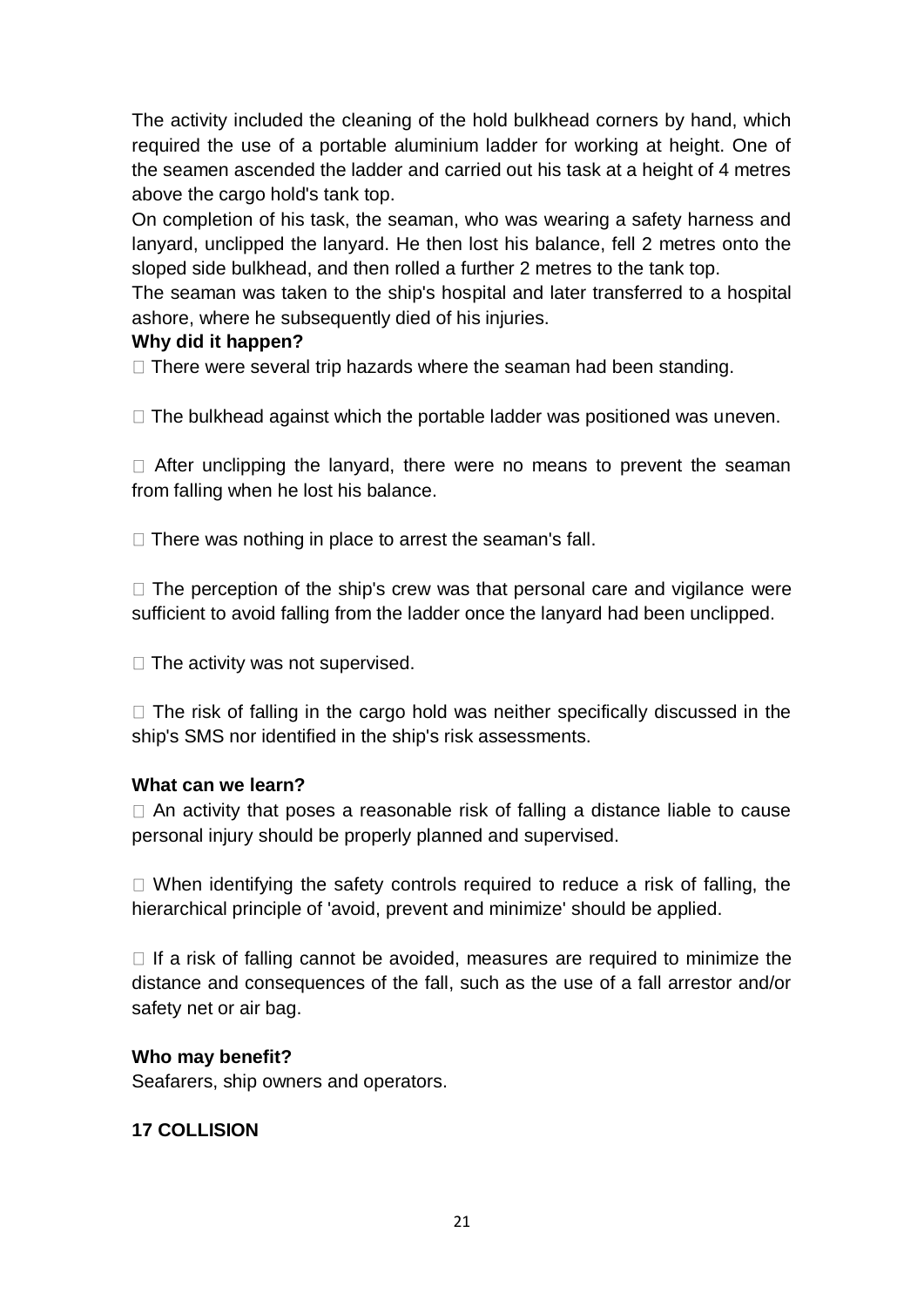The activity included the cleaning of the hold bulkhead corners by hand, which required the use of a portable aluminium ladder for working at height. One of the seamen ascended the ladder and carried out his task at a height of 4 metres above the cargo hold's tank top.

On completion of his task, the seaman, who was wearing a safety harness and lanyard, unclipped the lanyard. He then lost his balance, fell 2 metres onto the sloped side bulkhead, and then rolled a further 2 metres to the tank top.

The seaman was taken to the ship's hospital and later transferred to a hospital ashore, where he subsequently died of his injuries.

**Why did it happen?**

- There were several trip hazards where the seaman had been standing.
- The bulkhead against which the portable ladder was positioned was uneven.
- After unclipping the lanyard, there were no means to prevent the seaman from falling when he lost his balance.
- There was nothing in place to arrest the seaman's fall.
- The perception of the ship's crew was that personal care and vigilance were sufficient to avoid falling from the ladder once the lanyard had been unclipped.
- The activity was not supervised.
- The risk of falling in the cargo hold was neither specifically discussed in the ship's SMS nor identified in the ship's risk assessments.

**What can we learn?**

- An activity that poses a reasonable risk of falling a distance liable to cause personal injury should be properly planned and supervised.
- When identifying the safety controls required to reduce a risk of falling, the hierarchical principle of 'avoid, prevent and minimize' should be applied.
- If a risk of falling cannot be avoided, measures are required to minimize the distance and consequences of the fall, such as the use of a fall arrestor and/or safety net or air bag.

**Who may benefit?**

Seafarers, ship owners and operators.

## 17 COLLISION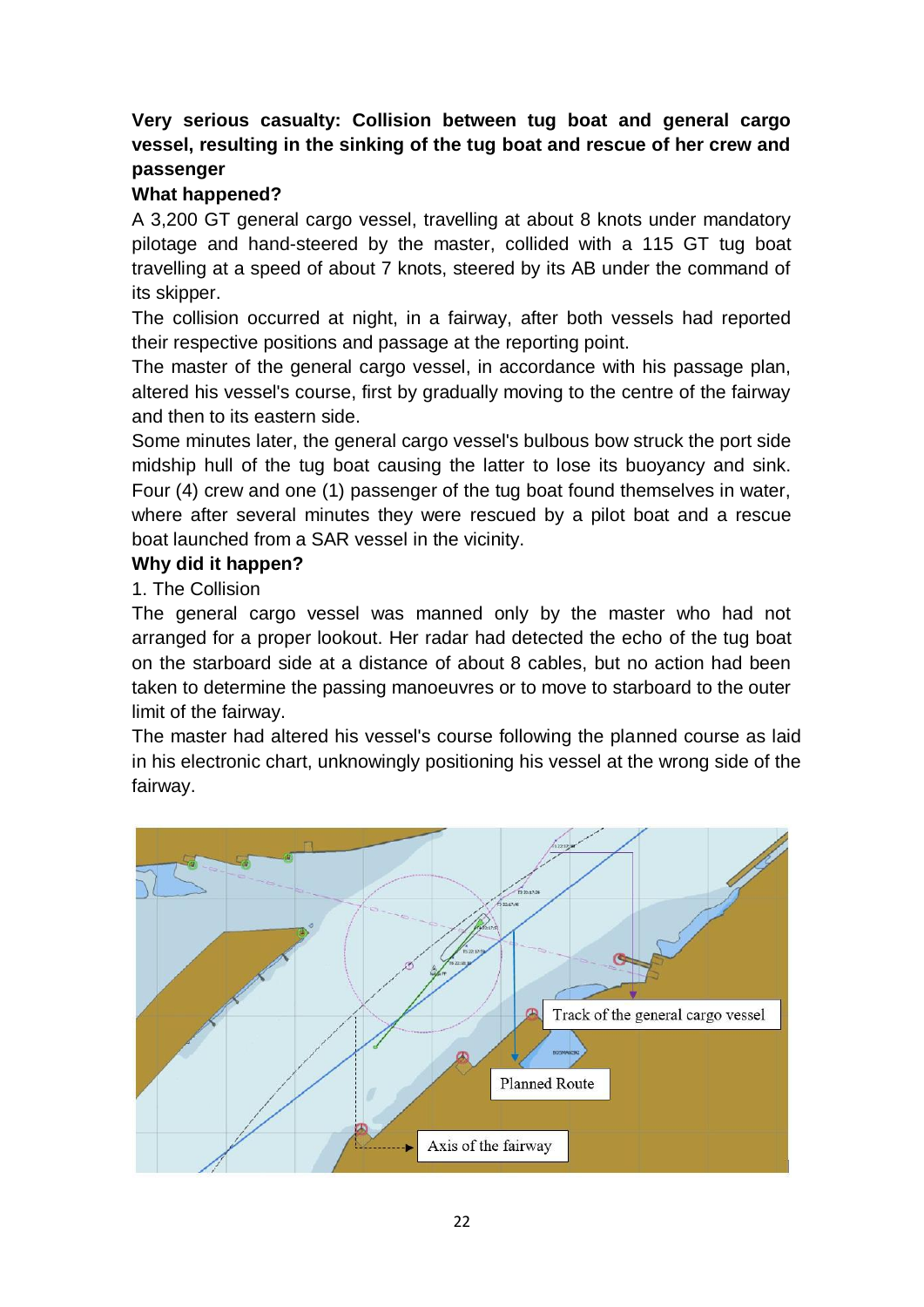**Very serious casualty: Collision between tug boat and general cargo vessel, resulting in the sinking of the tug boat and rescue of her crew and passenger**

**What happened?**

A 3,200 GT general cargo vessel, travelling at about 8 knots under mandatory pilotage and hand-steered by the master, collided with a 115 GT tug boat travelling at a speed of about 7 knots, steered by its AB under the command of its skipper.

The collision occurred at night, in a fairway, after both vessels had reported their respective positions and passage at the reporting point.

The master of the general cargo vessel, in accordance with his passage plan, altered his vessel's course, first by gradually moving to the centre of the fairway and then to its eastern side.

Some minutes later, the general cargo vessel's bulbous bow struck the port side midship hull of the tug boat causing the latter to lose its buoyancy and sink. Four (4) crew and one (1) passenger of the tug boat found themselves in water, where after several minutes they were rescued by a pilot boat and a rescue boat launched from a SAR vessel in the vicinity.

**Why did it happen?**

1. The Collision

The general cargo vessel was manned only by the master who had not arranged for a proper lookout. Her radar had detected the echo of the tug boat on the starboard side at a distance of about 8 cables, but no action had been taken to determine the passing manoeuvres or to move to starboard to the outer limit of the fairway.

The master had altered his vessel's course following the planned course as laid in his electronic chart, unknowingly positioning his vessel at the wrong side of the fairway.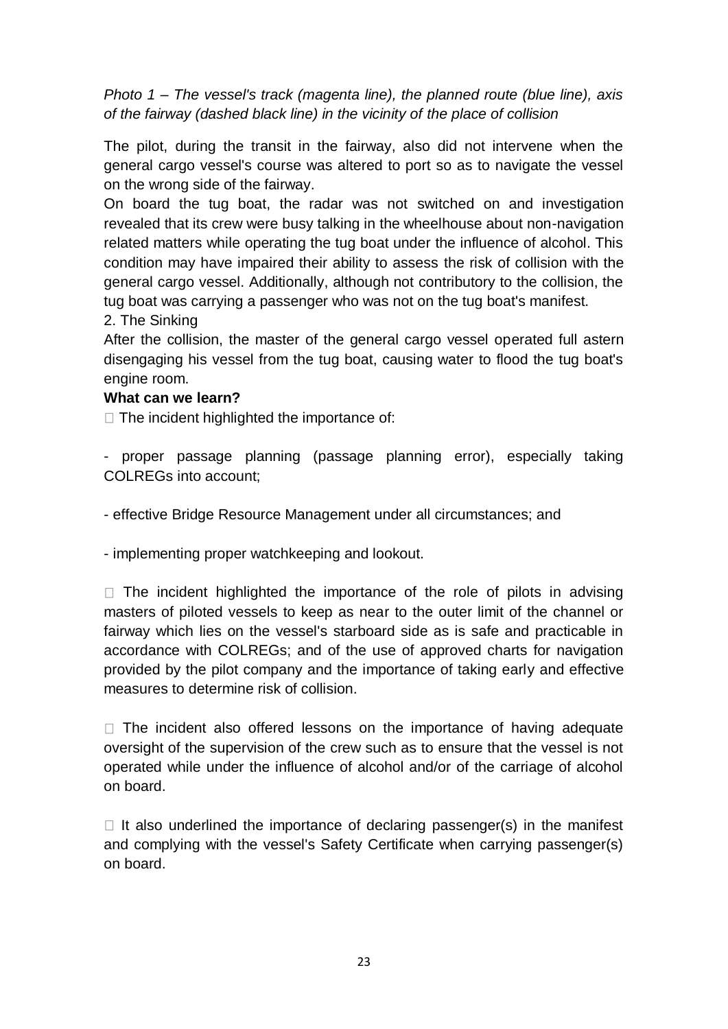*Photo 1 – The vessel's track (magenta line), the planned route (blue line), axis of the fairway (dashed black line) in the vicinity of the place of collision*

The pilot, during the transit in the fairway, also did not intervene when the general cargo vessel's course was altered to port so as to navigate the vessel on the wrong side of the fairway.

On board the tug boat, the radar was not switched on and investigation revealed that its crew were busy talking in the wheelhouse about non-navigation related matters while operating the tug boat under the influence of alcohol. This condition may have impaired their ability to assess the risk of collision with the general cargo vessel. Additionally, although not contributory to the collision, the tug boat was carrying a passenger who was not on the tug boat's manifest.

2. The Sinking

After the collision, the master of the general cargo vessel operated full astern disengaging his vessel from the tug boat, causing water to flood the tug boat's engine room.

**What can we learn?**

- The incident highlighted the importance of:

  - proper passage planning (passage planning error), especially taking COLREGs into account;

  - effective Bridge Resource Management under all circumstances; and

  - implementing proper watchkeeping and lookout.

- The incident highlighted the importance of the role of pilots in advising masters of piloted vessels to keep as near to the outer limit of the channel or fairway which lies on the vessel's starboard side as is safe and practicable in accordance with COLREGs; and of the use of approved charts for navigation provided by the pilot company and the importance of taking early and effective measures to determine risk of collision.

- The incident also offered lessons on the importance of having adequate oversight of the supervision of the crew such as to ensure that the vessel is not operated while under the influence of alcohol and/or of the carriage of alcohol on board.

- It also underlined the importance of declaring passenger(s) in the manifest and complying with the vessel's Safety Certificate when carrying passenger(s) on board.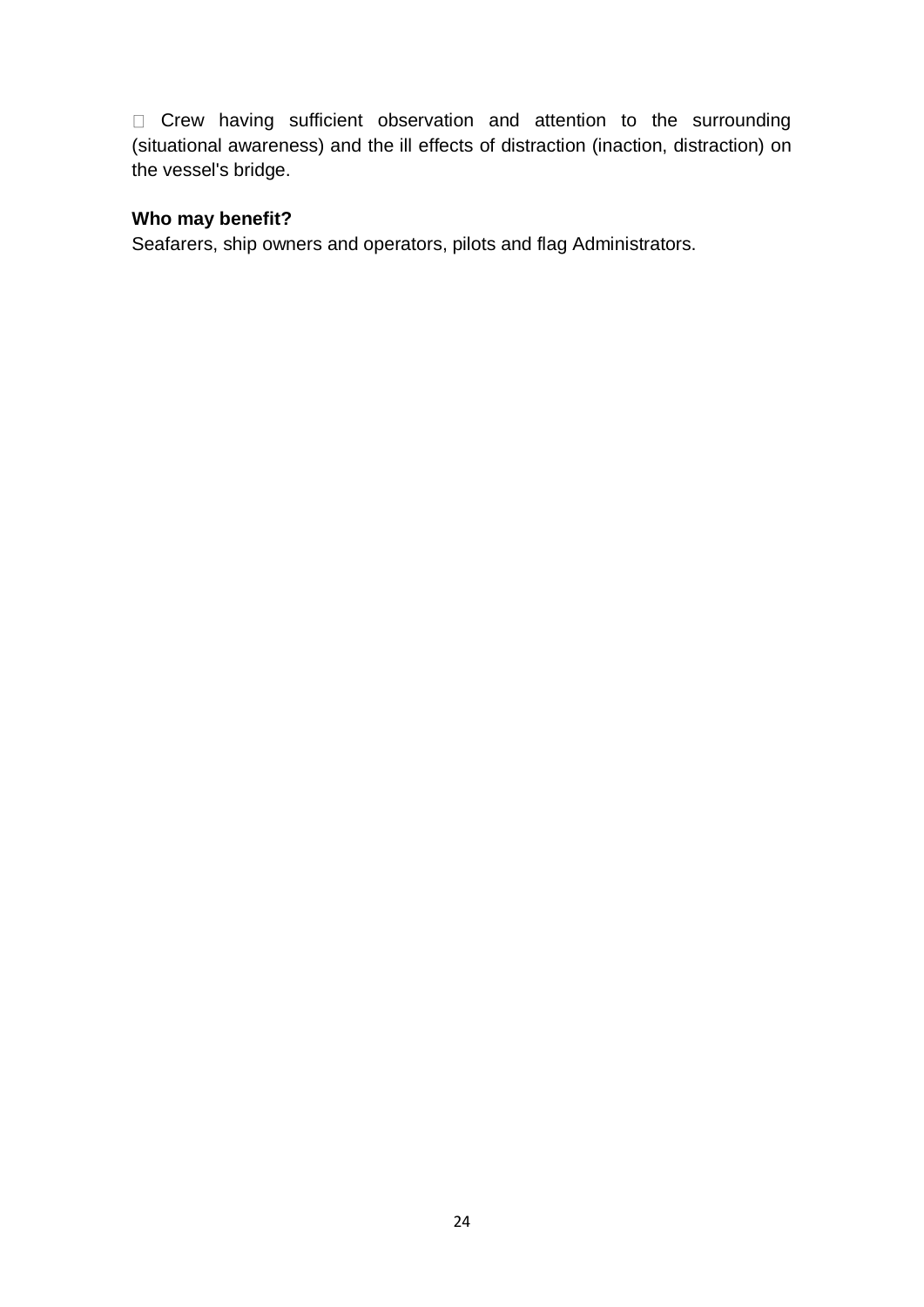- Crew having sufficient observation and attention to the surrounding (situational awareness) and the ill effects of distraction (inaction, distraction) on the vessel's bridge.

**Who may benefit?**
Seafarers, ship owners and operators, pilots and flag Administrators.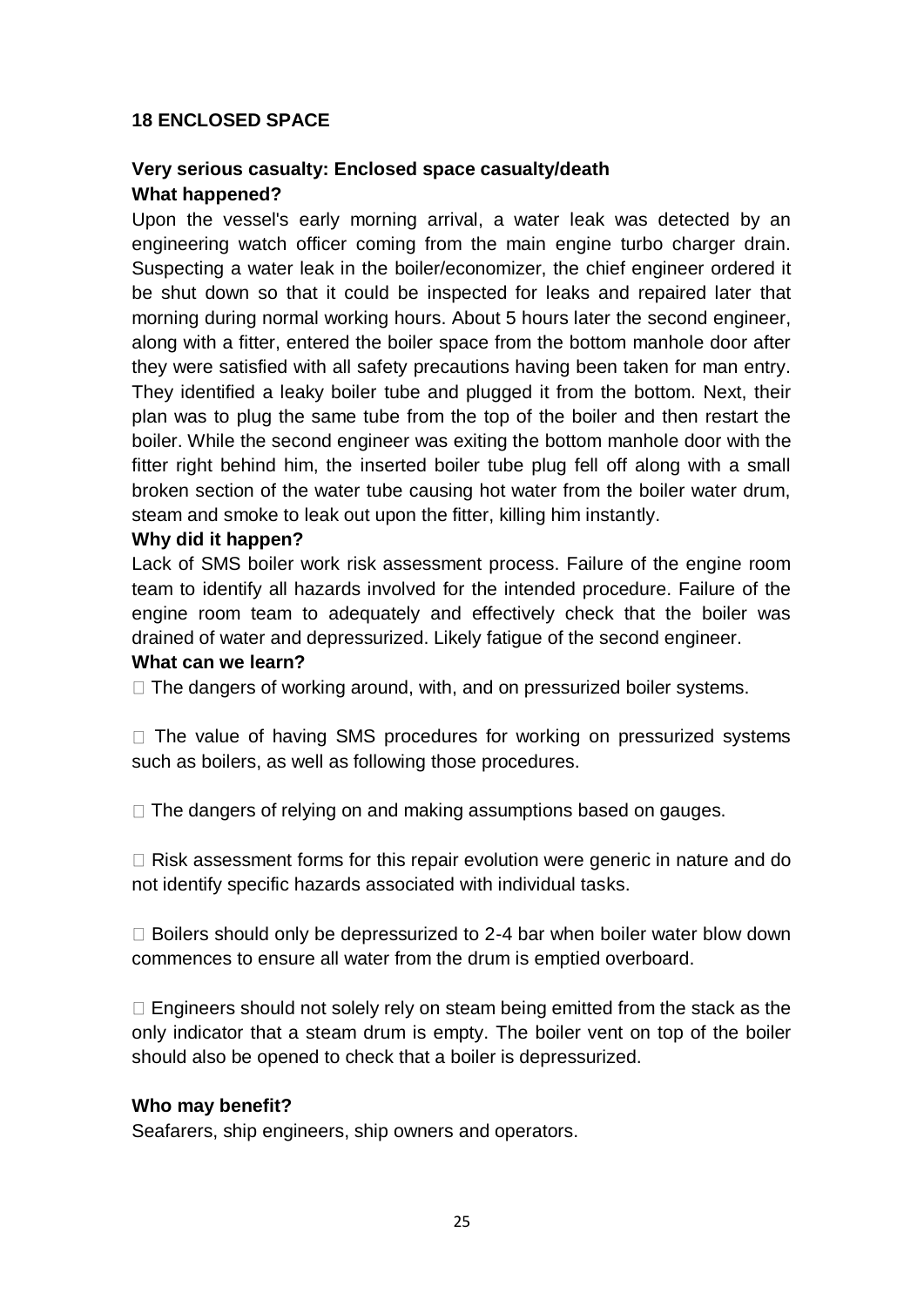## 18 ENCLOSED SPACE

### Very serious casualty: Enclosed space casualty/death

**What happened?**

Upon the vessel's early morning arrival, a water leak was detected by an engineering watch officer coming from the main engine turbo charger drain. Suspecting a water leak in the boiler/economizer, the chief engineer ordered it be shut down so that it could be inspected for leaks and repaired later that morning during normal working hours. About 5 hours later the second engineer, along with a fitter, entered the boiler space from the bottom manhole door after they were satisfied with all safety precautions having been taken for man entry. They identified a leaky boiler tube and plugged it from the bottom. Next, their plan was to plug the same tube from the top of the boiler and then restart the boiler. While the second engineer was exiting the bottom manhole door with the fitter right behind him, the inserted boiler tube plug fell off along with a small broken section of the water tube causing hot water from the boiler water drum, steam and smoke to leak out upon the fitter, killing him instantly.

**Why did it happen?**

Lack of SMS boiler work risk assessment process. Failure of the engine room team to identify all hazards involved for the intended procedure. Failure of the engine room team to adequately and effectively check that the boiler was drained of water and depressurized. Likely fatigue of the second engineer.

**What can we learn?**

- The dangers of working around, with, and on pressurized boiler systems.
- The value of having SMS procedures for working on pressurized systems such as boilers, as well as following those procedures.
- The dangers of relying on and making assumptions based on gauges.
- Risk assessment forms for this repair evolution were generic in nature and do not identify specific hazards associated with individual tasks.
- Boilers should only be depressurized to 2-4 bar when boiler water blow down commences to ensure all water from the drum is emptied overboard.
- Engineers should not solely rely on steam being emitted from the stack as the only indicator that a steam drum is empty. The boiler vent on top of the boiler should also be opened to check that a boiler is depressurized.

**Who may benefit?**

Seafarers, ship engineers, ship owners and operators.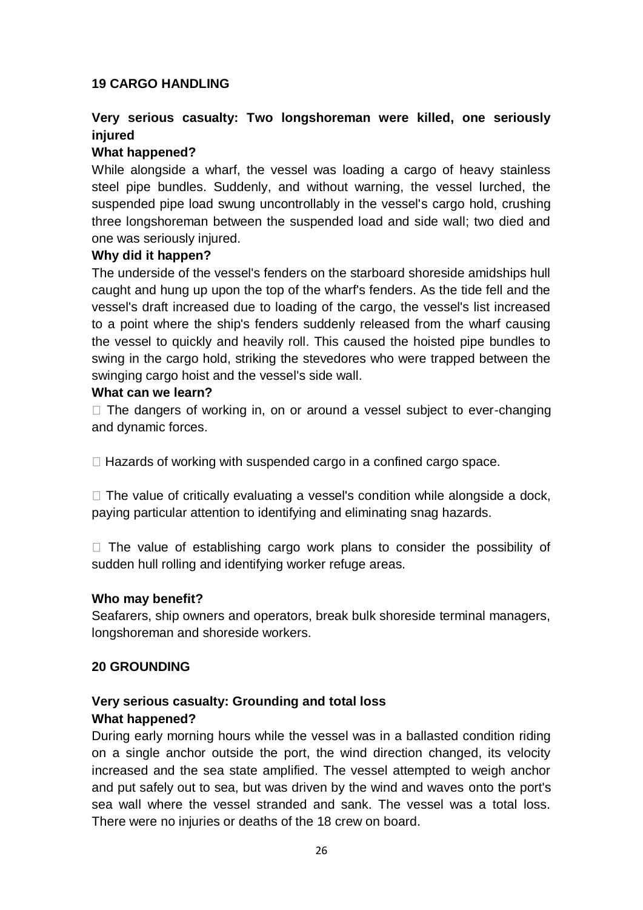## 19 CARGO HANDLING

### Very serious casualty: Two longshoreman were killed, one seriously injured

**What happened?**

While alongside a wharf, the vessel was loading a cargo of heavy stainless steel pipe bundles. Suddenly, and without warning, the vessel lurched, the suspended pipe load swung uncontrollably in the vessel's cargo hold, crushing three longshoreman between the suspended load and side wall; two died and one was seriously injured.

**Why did it happen?**

The underside of the vessel's fenders on the starboard shoreside amidships hull caught and hung up upon the top of the wharf's fenders. As the tide fell and the vessel's draft increased due to loading of the cargo, the vessel's list increased to a point where the ship's fenders suddenly released from the wharf causing the vessel to quickly and heavily roll. This caused the hoisted pipe bundles to swing in the cargo hold, striking the stevedores who were trapped between the swinging cargo hoist and the vessel's side wall.

**What can we learn?**

- The dangers of working in, on or around a vessel subject to ever-changing and dynamic forces.
- Hazards of working with suspended cargo in a confined cargo space.
- The value of critically evaluating a vessel's condition while alongside a dock, paying particular attention to identifying and eliminating snag hazards.
- The value of establishing cargo work plans to consider the possibility of sudden hull rolling and identifying worker refuge areas.

**Who may benefit?**

Seafarers, ship owners and operators, break bulk shoreside terminal managers, longshoreman and shoreside workers.

## 20 GROUNDING

### Very serious casualty: Grounding and total loss

**What happened?**

During early morning hours while the vessel was in a ballasted condition riding on a single anchor outside the port, the wind direction changed, its velocity increased and the sea state amplified. The vessel attempted to weigh anchor and put safely out to sea, but was driven by the wind and waves onto the port's sea wall where the vessel stranded and sank. The vessel was a total loss. There were no injuries or deaths of the 18 crew on board.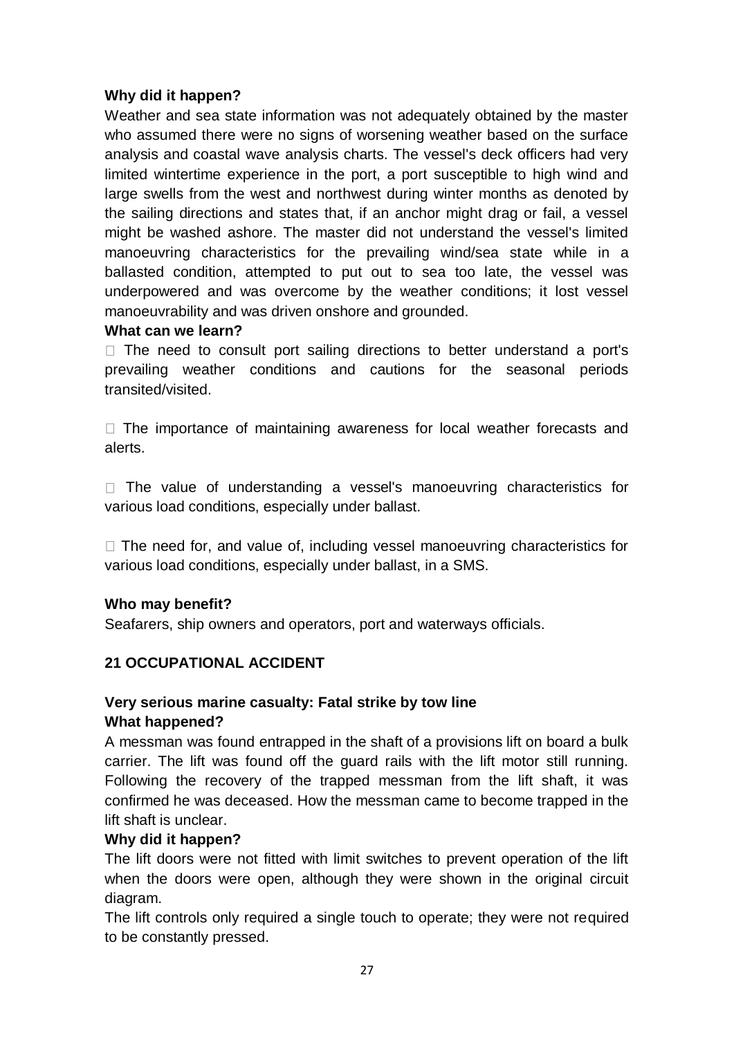**Why did it happen?**

Weather and sea state information was not adequately obtained by the master who assumed there were no signs of worsening weather based on the surface analysis and coastal wave analysis charts. The vessel's deck officers had very limited wintertime experience in the port, a port susceptible to high wind and large swells from the west and northwest during winter months as denoted by the sailing directions and states that, if an anchor might drag or fail, a vessel might be washed ashore. The master did not understand the vessel's limited manoeuvring characteristics for the prevailing wind/sea state while in a ballasted condition, attempted to put out to sea too late, the vessel was underpowered and was overcome by the weather conditions; it lost vessel manoeuvrability and was driven onshore and grounded.

**What can we learn?**

- The need to consult port sailing directions to better understand a port's prevailing weather conditions and cautions for the seasonal periods transited/visited.
- The importance of maintaining awareness for local weather forecasts and alerts.
- The value of understanding a vessel's manoeuvring characteristics for various load conditions, especially under ballast.
- The need for, and value of, including vessel manoeuvring characteristics for various load conditions, especially under ballast, in a SMS.

**Who may benefit?**

Seafarers, ship owners and operators, port and waterways officials.

## 21 OCCUPATIONAL ACCIDENT

### Very serious marine casualty: Fatal strike by tow line

**What happened?**

A messman was found entrapped in the shaft of a provisions lift on board a bulk carrier. The lift was found off the guard rails with the lift motor still running. Following the recovery of the trapped messman from the lift shaft, it was confirmed he was deceased. How the messman came to become trapped in the lift shaft is unclear.

**Why did it happen?**

The lift doors were not fitted with limit switches to prevent operation of the lift when the doors were open, although they were shown in the original circuit diagram.

The lift controls only required a single touch to operate; they were not required to be constantly pressed.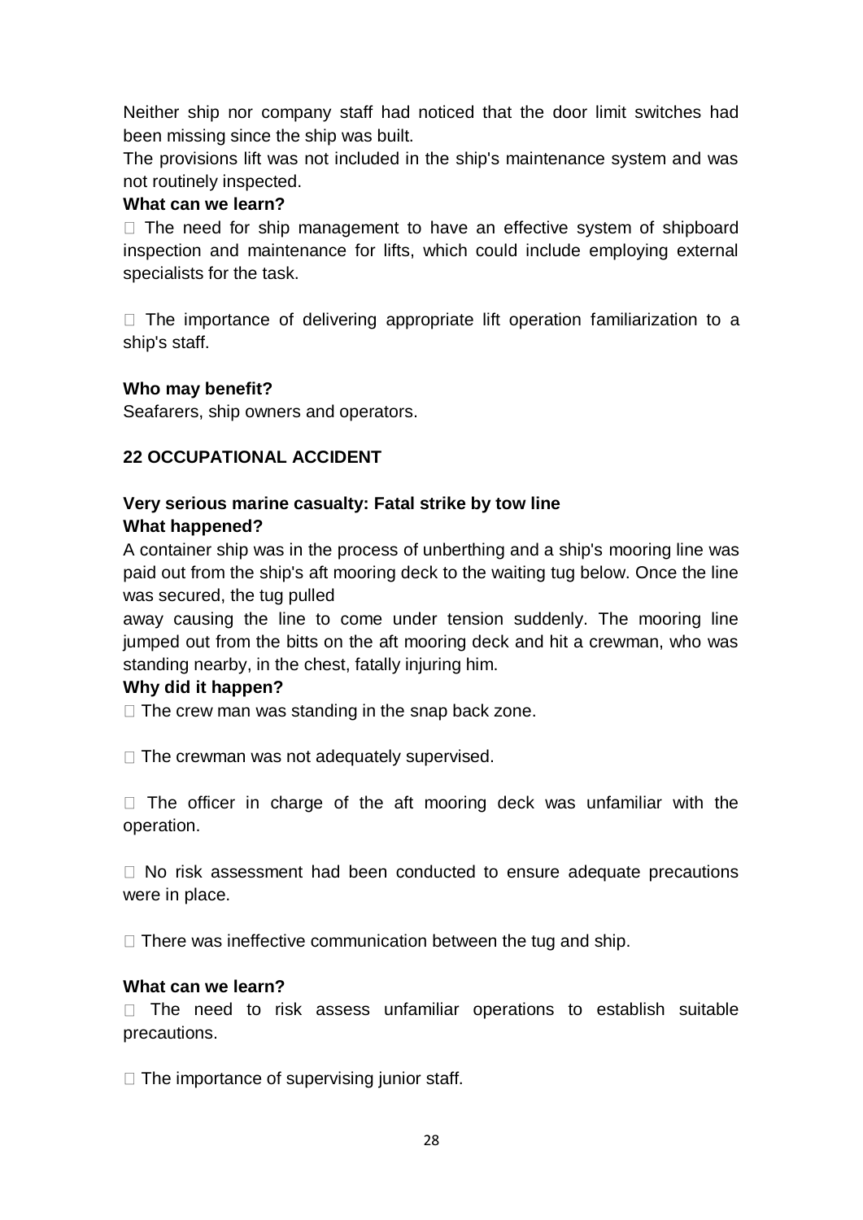Neither ship nor company staff had noticed that the door limit switches had been missing since the ship was built.

The provisions lift was not included in the ship's maintenance system and was not routinely inspected.

**What can we learn?**

- The need for ship management to have an effective system of shipboard inspection and maintenance for lifts, which could include employing external specialists for the task.

- The importance of delivering appropriate lift operation familiarization to a ship's staff.

**Who may benefit?**

Seafarers, ship owners and operators.

## 22 OCCUPATIONAL ACCIDENT

**Very serious marine casualty: Fatal strike by tow line**

**What happened?**

A container ship was in the process of unberthing and a ship's mooring line was paid out from the ship's aft mooring deck to the waiting tug below. Once the line was secured, the tug pulled away causing the line to come under tension suddenly. The mooring line jumped out from the bitts on the aft mooring deck and hit a crewman, who was standing nearby, in the chest, fatally injuring him.

**Why did it happen?**

- The crew man was standing in the snap back zone.

- The crewman was not adequately supervised.

- The officer in charge of the aft mooring deck was unfamiliar with the operation.

- No risk assessment had been conducted to ensure adequate precautions were in place.

- There was ineffective communication between the tug and ship.

**What can we learn?**

- The need to risk assess unfamiliar operations to establish suitable precautions.

- The importance of supervising junior staff.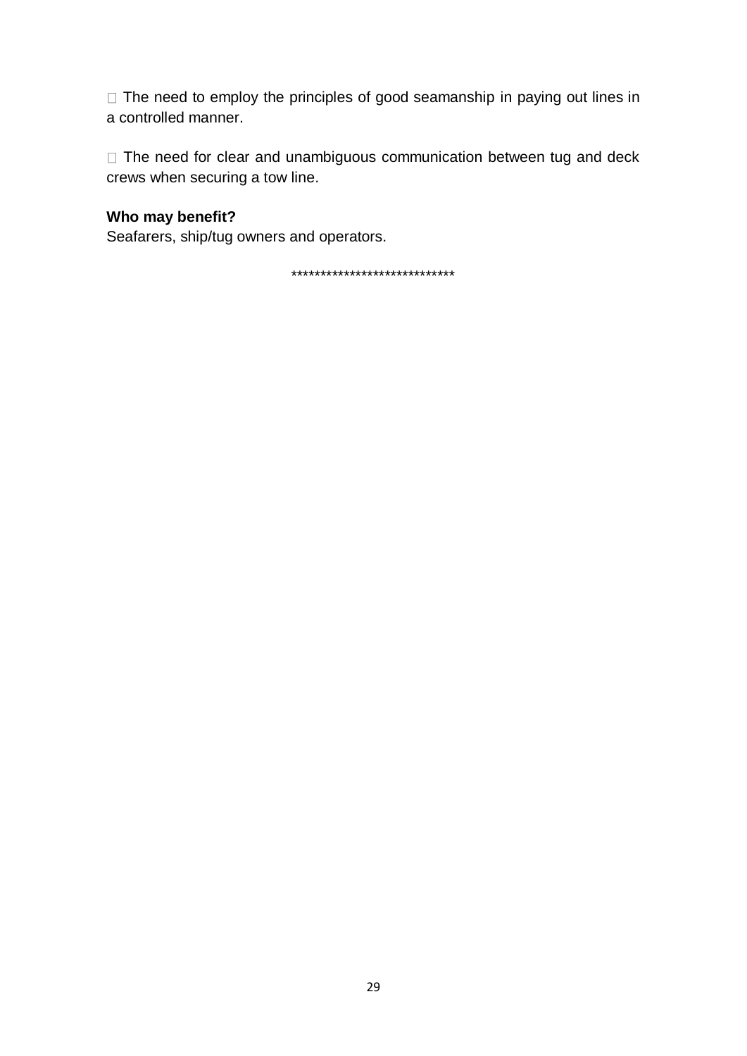-  The need to employ the principles of good seamanship in paying out lines in a controlled manner.

-  The need for clear and unambiguous communication between tug and deck crews when securing a tow line.

**Who may benefit?**
Seafarers, ship/tug owners and operators.

****************************